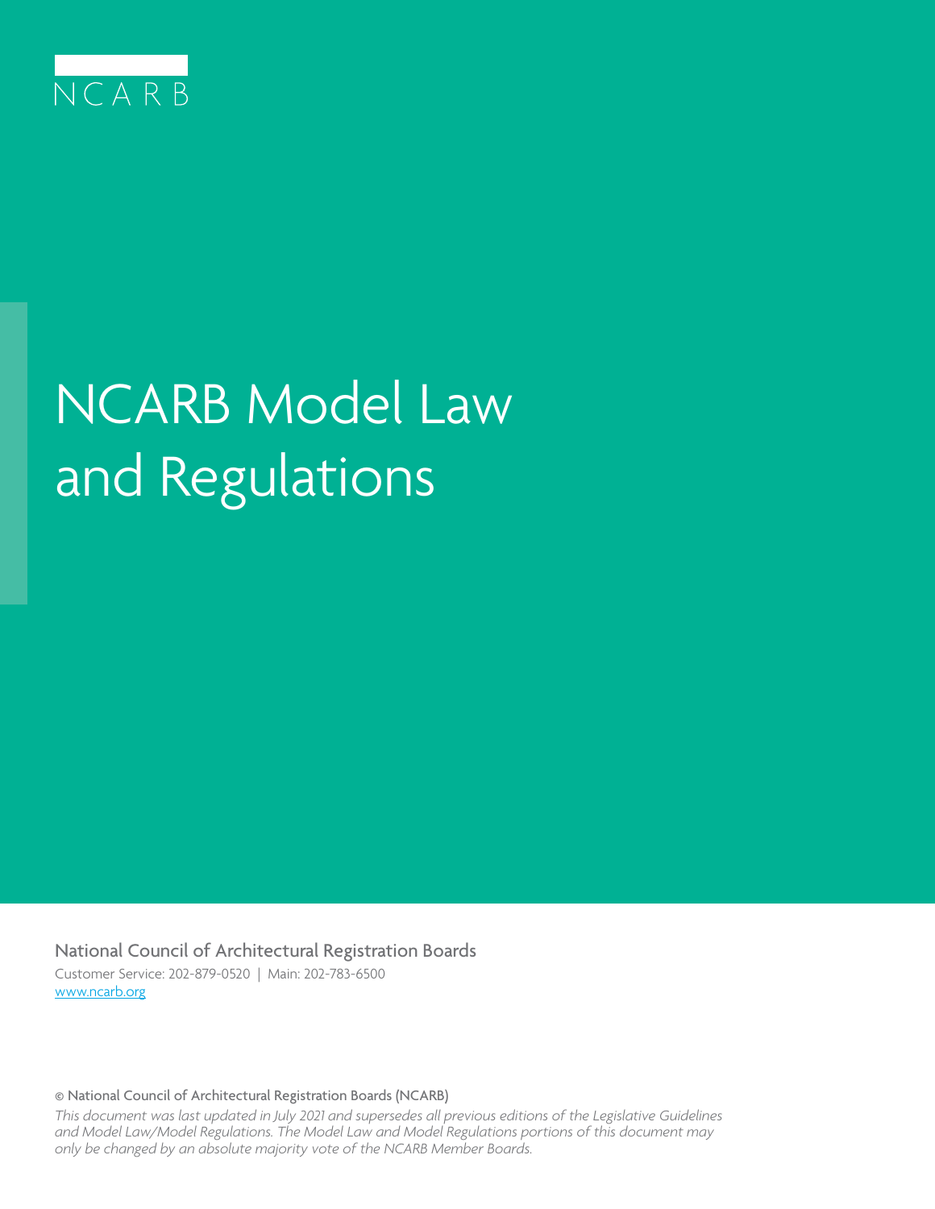NCARB

# NCARB Model Law and Regulations

National Council of Architectural Registration Boards

Customer Service: 202-879-0520 | Main: 202-783-6500

[www.ncarb.org](http://www.ncarb.org)

© National Council of Architectural Registration Boards (NCARB)

*This document was last updated in July 2021 and supersedes all previous editions of the Legislative Guidelines and Model Law/Model Regulations. The Model Law and Model Regulations portions of this document may only be changed by an absolute majority vote of the NCARB Member Boards.*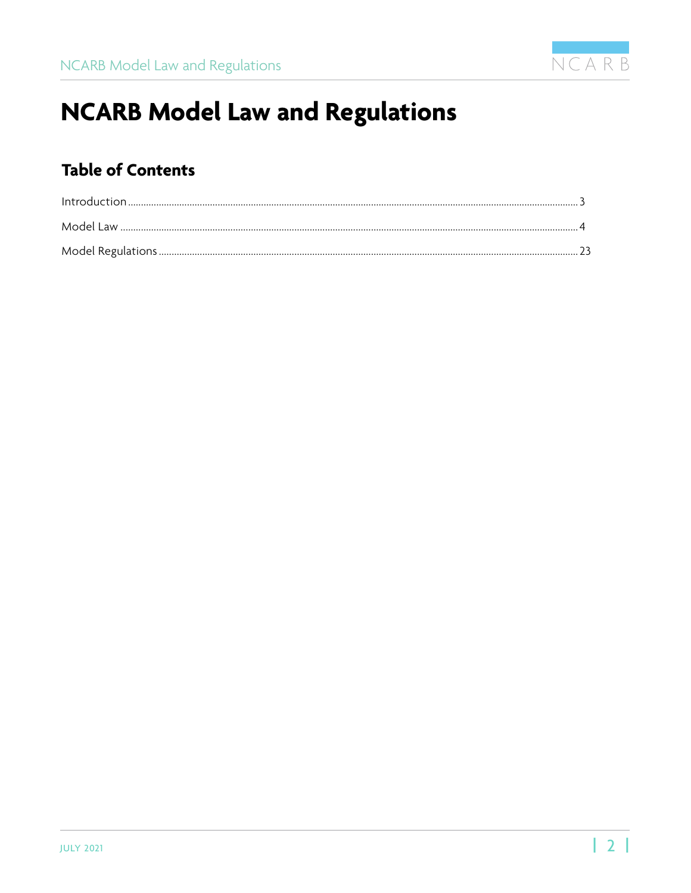# NCARB Model Law and Regulations

## Table of Contents

Introduction ........ 3

Model Law ........ 4

Model Regulations ........ 23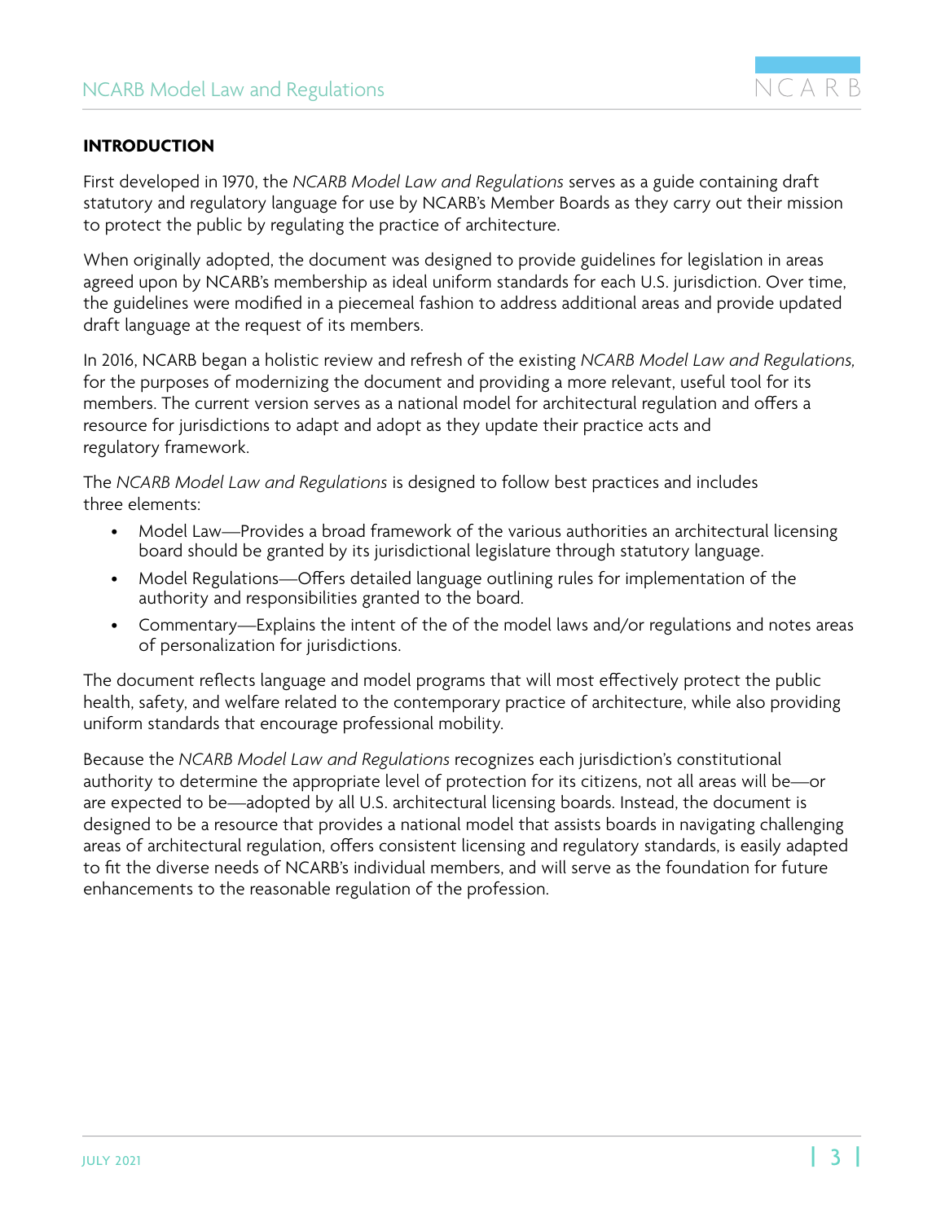## INTRODUCTION

First developed in 1970, the *NCARB Model Law and Regulations* serves as a guide containing draft statutory and regulatory language for use by NCARB's Member Boards as they carry out their mission to protect the public by regulating the practice of architecture.

When originally adopted, the document was designed to provide guidelines for legislation in areas agreed upon by NCARB's membership as ideal uniform standards for each U.S. jurisdiction. Over time, the guidelines were modified in a piecemeal fashion to address additional areas and provide updated draft language at the request of its members.

In 2016, NCARB began a holistic review and refresh of the existing *NCARB Model Law and Regulations,* for the purposes of modernizing the document and providing a more relevant, useful tool for its members. The current version serves as a national model for architectural regulation and offers a resource for jurisdictions to adapt and adopt as they update their practice acts and regulatory framework.

The *NCARB Model Law and Regulations* is designed to follow best practices and includes three elements:

- Model Law—Provides a broad framework of the various authorities an architectural licensing board should be granted by its jurisdictional legislature through statutory language.
- Model Regulations—Offers detailed language outlining rules for implementation of the authority and responsibilities granted to the board.
- Commentary—Explains the intent of the of the model laws and/or regulations and notes areas of personalization for jurisdictions.

The document reflects language and model programs that will most effectively protect the public health, safety, and welfare related to the contemporary practice of architecture, while also providing uniform standards that encourage professional mobility.

Because the *NCARB Model Law and Regulations* recognizes each jurisdiction's constitutional authority to determine the appropriate level of protection for its citizens, not all areas will be—or are expected to be—adopted by all U.S. architectural licensing boards. Instead, the document is designed to be a resource that provides a national model that assists boards in navigating challenging areas of architectural regulation, offers consistent licensing and regulatory standards, is easily adapted to fit the diverse needs of NCARB's individual members, and will serve as the foundation for future enhancements to the reasonable regulation of the profession.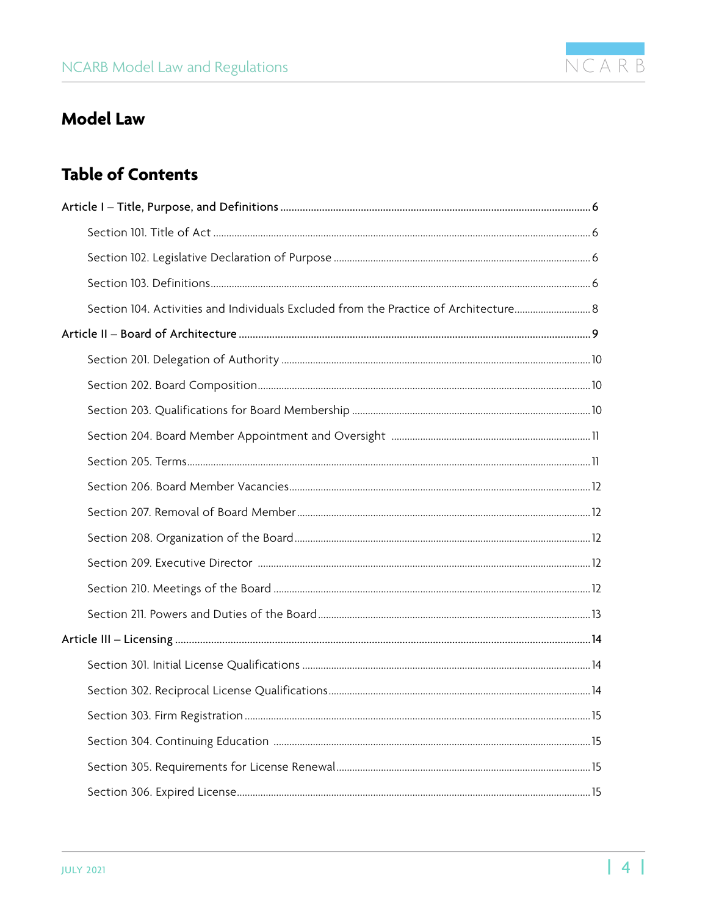# Model Law

## Table of Contents

**Article I – Title, Purpose, and Definitions** .......... 6

- Section 101. Title of Act .......... 6
- Section 102. Legislative Declaration of Purpose .......... 6
- Section 103. Definitions .......... 6
- Section 104. Activities and Individuals Excluded from the Practice of Architecture .......... 8

**Article II – Board of Architecture** .......... 9

- Section 201. Delegation of Authority .......... 10
- Section 202. Board Composition .......... 10
- Section 203. Qualifications for Board Membership .......... 10
- Section 204. Board Member Appointment and Oversight .......... 11
- Section 205. Terms .......... 11
- Section 206. Board Member Vacancies .......... 12
- Section 207. Removal of Board Member .......... 12
- Section 208. Organization of the Board .......... 12
- Section 209. Executive Director .......... 12
- Section 210. Meetings of the Board .......... 12
- Section 211. Powers and Duties of the Board .......... 13

**Article III – Licensing** .......... 14

- Section 301. Initial License Qualifications .......... 14
- Section 302. Reciprocal License Qualifications .......... 14
- Section 303. Firm Registration .......... 15
- Section 304. Continuing Education .......... 15
- Section 305. Requirements for License Renewal .......... 15
- Section 306. Expired License .......... 15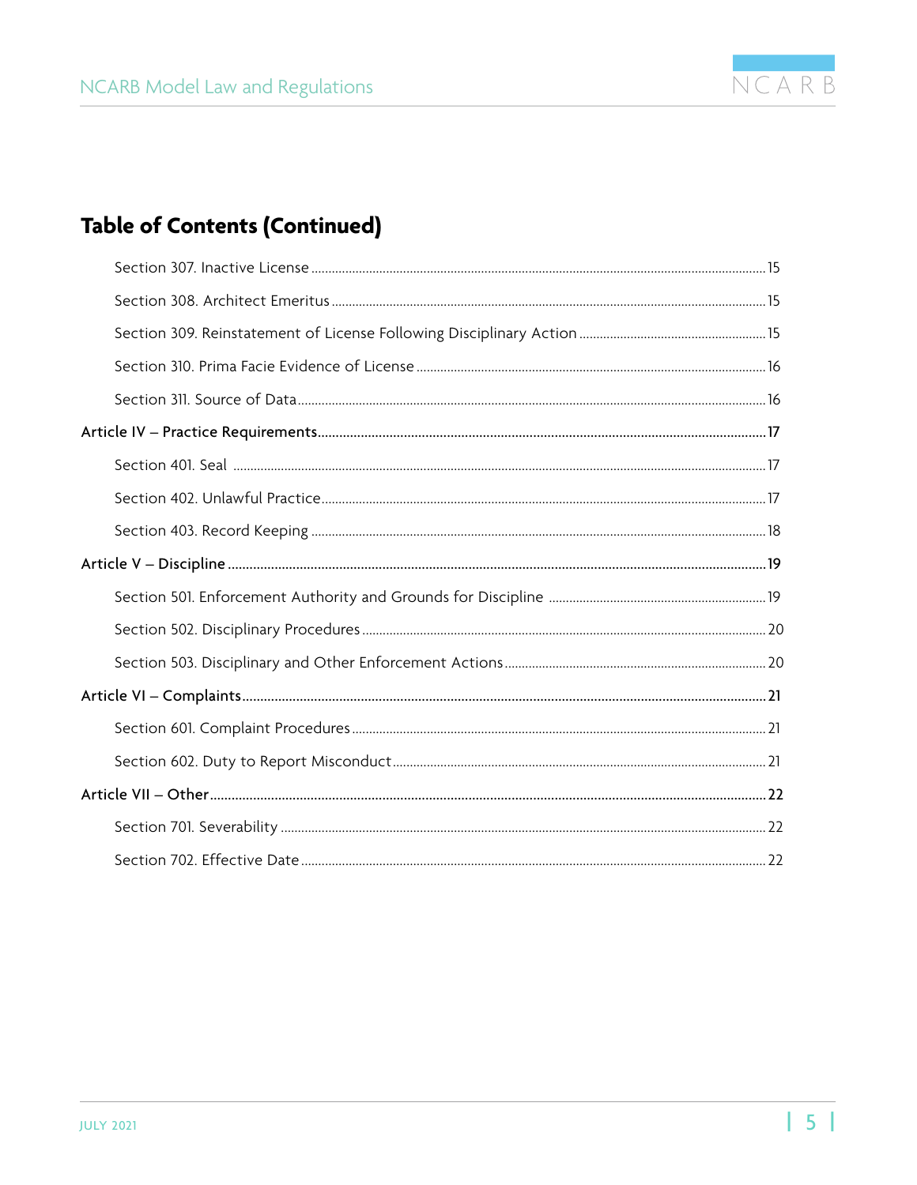## Table of Contents (Continued)

- Section 307. Inactive License ..... 15
- Section 308. Architect Emeritus ..... 15
- Section 309. Reinstatement of License Following Disciplinary Action ..... 15
- Section 310. Prima Facie Evidence of License ..... 16
- Section 311. Source of Data ..... 16

**Article IV – Practice Requirements ..... 17**

- Section 401. Seal ..... 17
- Section 402. Unlawful Practice ..... 17
- Section 403. Record Keeping ..... 18

**Article V – Discipline ..... 19**

- Section 501. Enforcement Authority and Grounds for Discipline ..... 19
- Section 502. Disciplinary Procedures ..... 20
- Section 503. Disciplinary and Other Enforcement Actions ..... 20

**Article VI – Complaints ..... 21**

- Section 601. Complaint Procedures ..... 21
- Section 602. Duty to Report Misconduct ..... 21

**Article VII – Other ..... 22**

- Section 701. Severability ..... 22
- Section 702. Effective Date ..... 22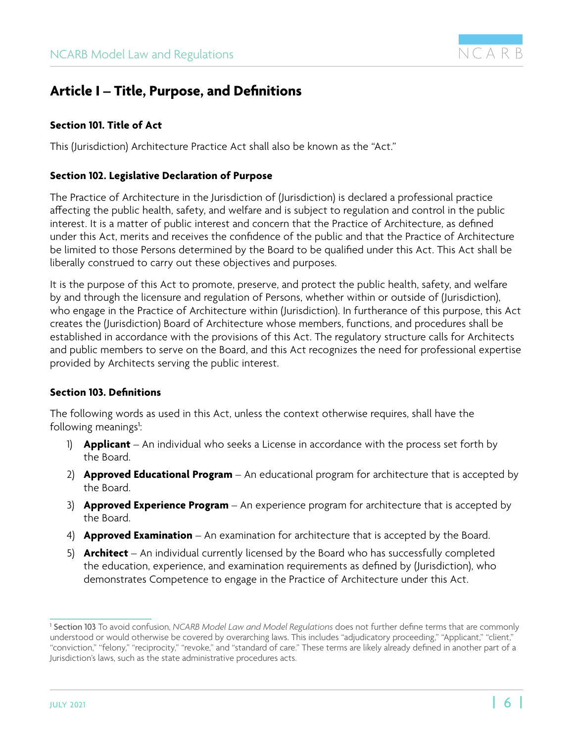# Article I – Title, Purpose, and Definitions

### Section 101. Title of Act

This (Jurisdiction) Architecture Practice Act shall also be known as the "Act."

### Section 102. Legislative Declaration of Purpose

The Practice of Architecture in the Jurisdiction of (Jurisdiction) is declared a professional practice affecting the public health, safety, and welfare and is subject to regulation and control in the public interest. It is a matter of public interest and concern that the Practice of Architecture, as defined under this Act, merits and receives the confidence of the public and that the Practice of Architecture be limited to those Persons determined by the Board to be qualified under this Act. This Act shall be liberally construed to carry out these objectives and purposes.

It is the purpose of this Act to promote, preserve, and protect the public health, safety, and welfare by and through the licensure and regulation of Persons, whether within or outside of (Jurisdiction), who engage in the Practice of Architecture within (Jurisdiction). In furtherance of this purpose, this Act creates the (Jurisdiction) Board of Architecture whose members, functions, and procedures shall be established in accordance with the provisions of this Act. The regulatory structure calls for Architects and public members to serve on the Board, and this Act recognizes the need for professional expertise provided by Architects serving the public interest.

### Section 103. Definitions

The following words as used in this Act, unless the context otherwise requires, shall have the following meanings[1]:

1) **Applicant** – An individual who seeks a License in accordance with the process set forth by the Board.
2) **Approved Educational Program** – An educational program for architecture that is accepted by the Board.
3) **Approved Experience Program** – An experience program for architecture that is accepted by the Board.
4) **Approved Examination** – An examination for architecture that is accepted by the Board.
5) **Architect** – An individual currently licensed by the Board who has successfully completed the education, experience, and examination requirements as defined by (Jurisdiction), who demonstrates Competence to engage in the Practice of Architecture under this Act.

---

[1] **Section 103** To avoid confusion, *NCARB Model Law and Model Regulations* does not further define terms that are commonly understood or would otherwise be covered by overarching laws. This includes "adjudicatory proceeding," "Applicant," "client," "conviction," "felony," "reciprocity," "revoke," and "standard of care." These terms are likely already defined in another part of a Jurisdiction's laws, such as the state administrative procedures acts.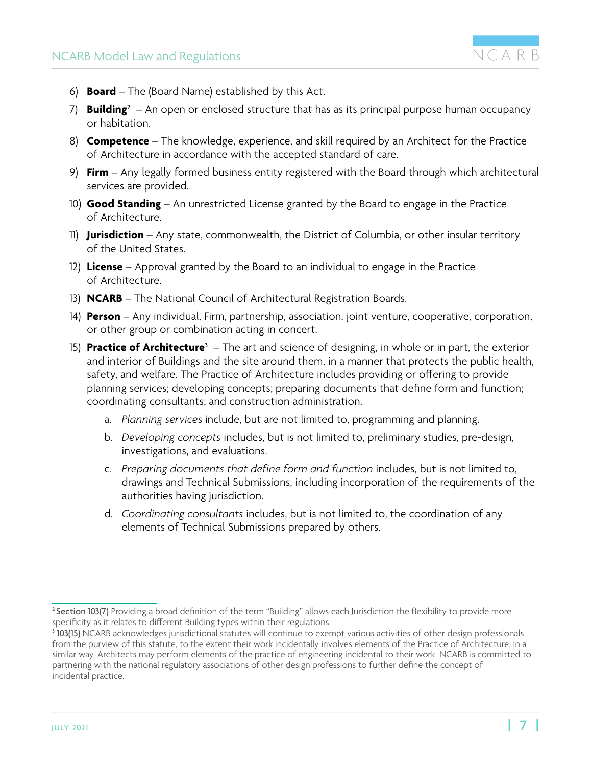6) **Board** – The (Board Name) established by this Act.
7) **Building**[2] – An open or enclosed structure that has as its principal purpose human occupancy or habitation.
8) **Competence** – The knowledge, experience, and skill required by an Architect for the Practice of Architecture in accordance with the accepted standard of care.
9) **Firm** – Any legally formed business entity registered with the Board through which architectural services are provided.
10) **Good Standing** – An unrestricted License granted by the Board to engage in the Practice of Architecture.
11) **Jurisdiction** – Any state, commonwealth, the District of Columbia, or other insular territory of the United States.
12) **License** – Approval granted by the Board to an individual to engage in the Practice of Architecture.
13) **NCARB** – The National Council of Architectural Registration Boards.
14) **Person** – Any individual, Firm, partnership, association, joint venture, cooperative, corporation, or other group or combination acting in concert.
15) **Practice of Architecture**[3] – The art and science of designing, in whole or in part, the exterior and interior of Buildings and the site around them, in a manner that protects the public health, safety, and welfare. The Practice of Architecture includes providing or offering to provide planning services; developing concepts; preparing documents that define form and function; coordinating consultants; and construction administration.
    a. *Planning services* include, but are not limited to, programming and planning.
    b. *Developing concepts* includes, but is not limited to, preliminary studies, pre-design, investigations, and evaluations.
    c. *Preparing documents that define form and function* includes, but is not limited to, drawings and Technical Submissions, including incorporation of the requirements of the authorities having jurisdiction.
    d. *Coordinating consultants* includes, but is not limited to, the coordination of any elements of Technical Submissions prepared by others.

---

[2] **Section 103(7)** Providing a broad definition of the term "Building" allows each Jurisdiction the flexibility to provide more specificity as it relates to different Building types within their regulations

[3] **103(15)** NCARB acknowledges jurisdictional statutes will continue to exempt various activities of other design professionals from the purview of this statute, to the extent their work incidentally involves elements of the Practice of Architecture. In a similar way, Architects may perform elements of the practice of engineering incidental to their work. NCARB is committed to partnering with the national regulatory associations of other design professions to further define the concept of incidental practice.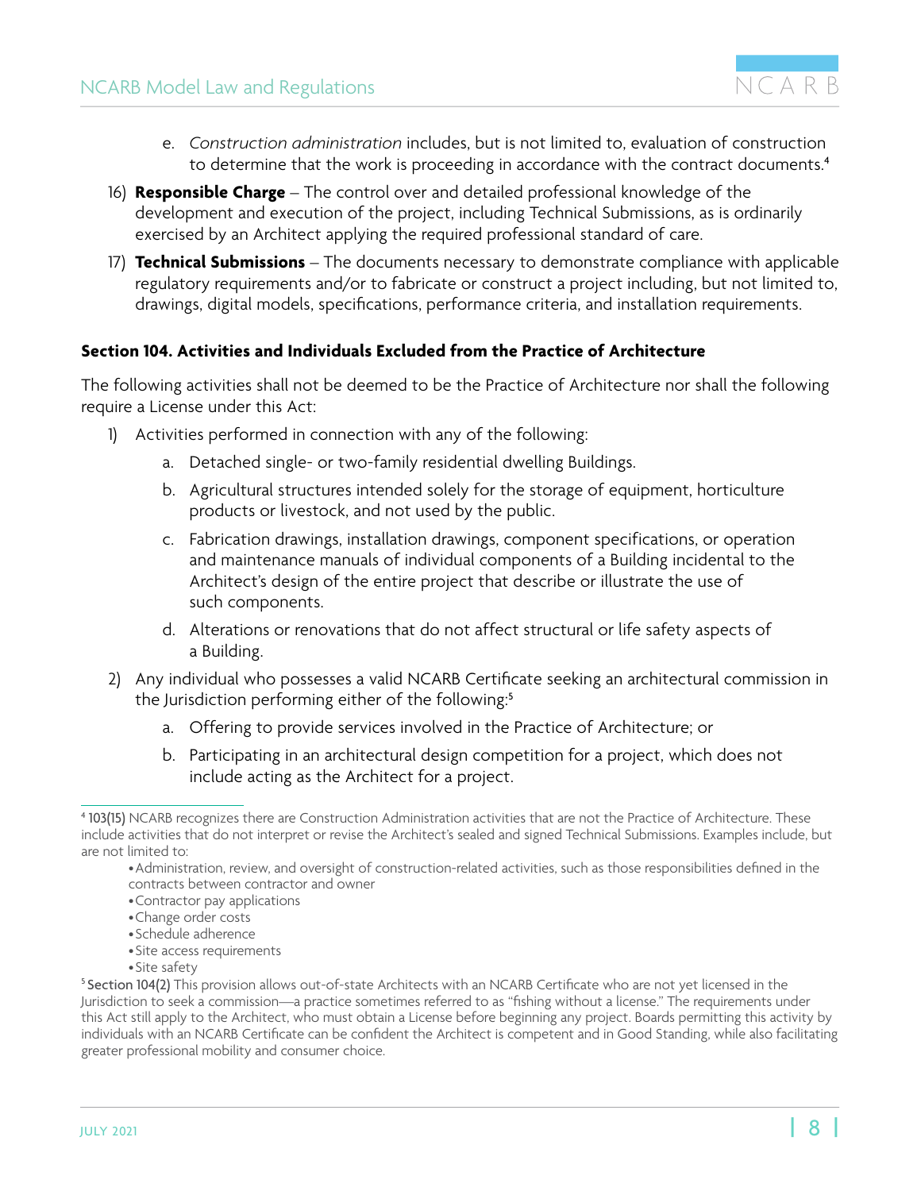e. *Construction administration* includes, but is not limited to, evaluation of construction to determine that the work is proceeding in accordance with the contract documents.[4]

16) **Responsible Charge** – The control over and detailed professional knowledge of the development and execution of the project, including Technical Submissions, as is ordinarily exercised by an Architect applying the required professional standard of care.

17) **Technical Submissions** – The documents necessary to demonstrate compliance with applicable regulatory requirements and/or to fabricate or construct a project including, but not limited to, drawings, digital models, specifications, performance criteria, and installation requirements.

### Section 104. Activities and Individuals Excluded from the Practice of Architecture

The following activities shall not be deemed to be the Practice of Architecture nor shall the following require a License under this Act:

1) Activities performed in connection with any of the following:
   a. Detached single- or two-family residential dwelling Buildings.
   b. Agricultural structures intended solely for the storage of equipment, horticulture products or livestock, and not used by the public.
   c. Fabrication drawings, installation drawings, component specifications, or operation and maintenance manuals of individual components of a Building incidental to the Architect's design of the entire project that describe or illustrate the use of such components.
   d. Alterations or renovations that do not affect structural or life safety aspects of a Building.
2) Any individual who possesses a valid NCARB Certificate seeking an architectural commission in the Jurisdiction performing either of the following:[5]
   a. Offering to provide services involved in the Practice of Architecture; or
   b. Participating in an architectural design competition for a project, which does not include acting as the Architect for a project.

---

[4] **103(15)** NCARB recognizes there are Construction Administration activities that are not the Practice of Architecture. These include activities that do not interpret or revise the Architect's sealed and signed Technical Submissions. Examples include, but are not limited to:

- Administration, review, and oversight of construction-related activities, such as those responsibilities defined in the contracts between contractor and owner
- Contractor pay applications
- Change order costs
- Schedule adherence
- Site access requirements
- Site safety

[5] **Section 104(2)** This provision allows out-of-state Architects with an NCARB Certificate who are not yet licensed in the Jurisdiction to seek a commission—a practice sometimes referred to as "fishing without a license." The requirements under this Act still apply to the Architect, who must obtain a License before beginning any project. Boards permitting this activity by individuals with an NCARB Certificate can be confident the Architect is competent and in Good Standing, while also facilitating greater professional mobility and consumer choice.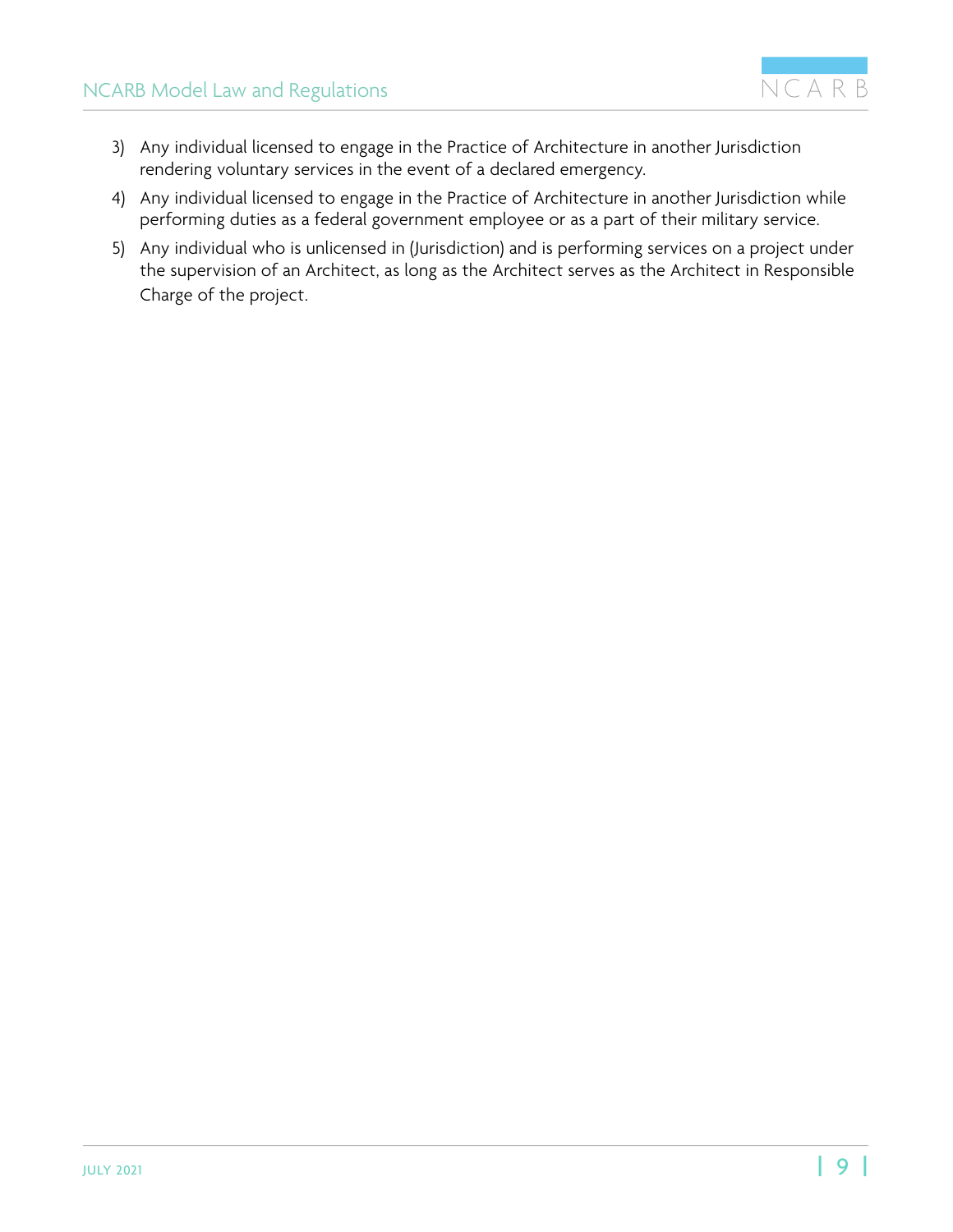3) Any individual licensed to engage in the Practice of Architecture in another Jurisdiction rendering voluntary services in the event of a declared emergency.
4) Any individual licensed to engage in the Practice of Architecture in another Jurisdiction while performing duties as a federal government employee or as a part of their military service.
5) Any individual who is unlicensed in (Jurisdiction) and is performing services on a project under the supervision of an Architect, as long as the Architect serves as the Architect in Responsible Charge of the project.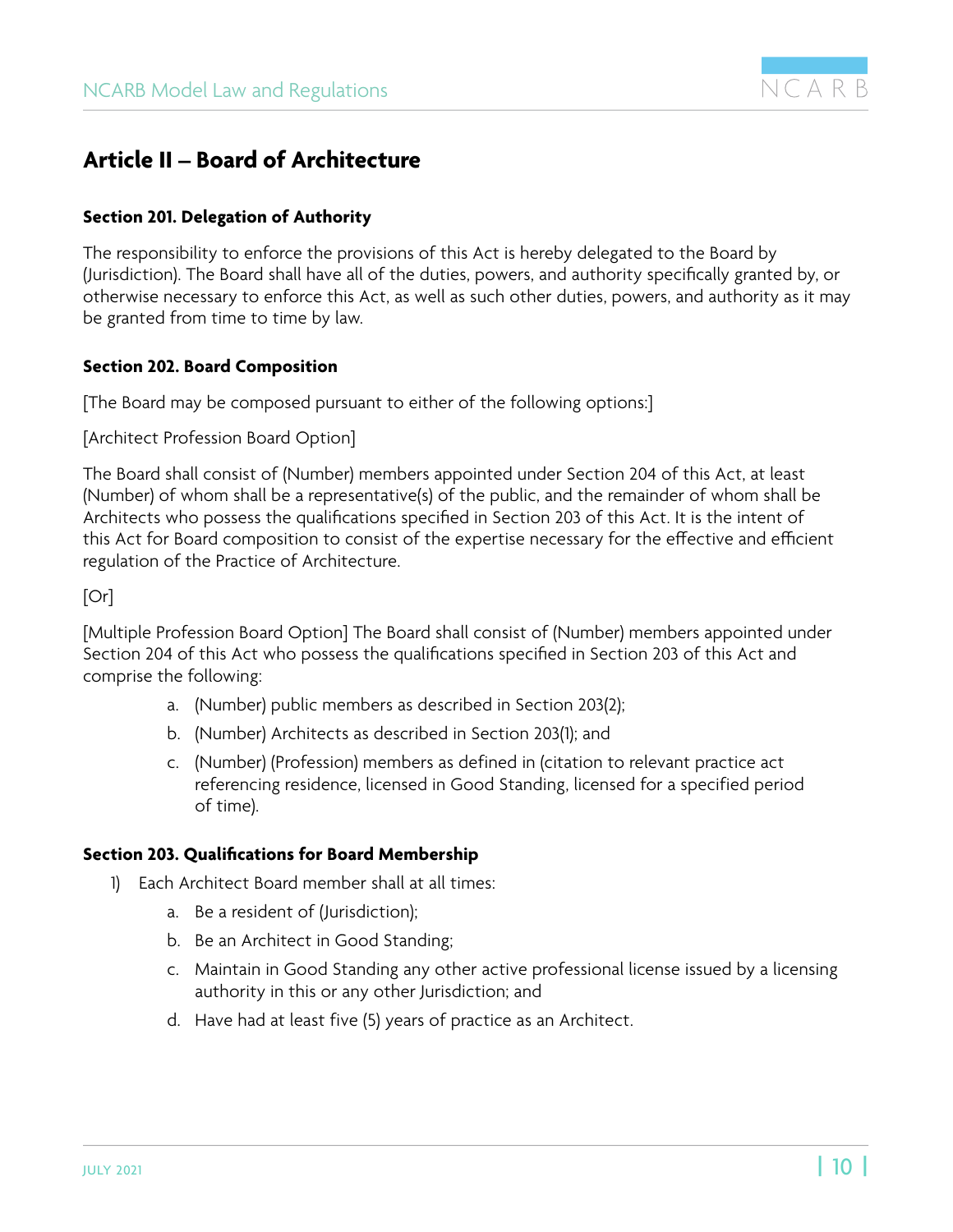## Article II – Board of Architecture

### Section 201. Delegation of Authority

The responsibility to enforce the provisions of this Act is hereby delegated to the Board by (Jurisdiction). The Board shall have all of the duties, powers, and authority specifically granted by, or otherwise necessary to enforce this Act, as well as such other duties, powers, and authority as it may be granted from time to time by law.

### Section 202. Board Composition

[The Board may be composed pursuant to either of the following options:]

[Architect Profession Board Option]

The Board shall consist of (Number) members appointed under Section 204 of this Act, at least (Number) of whom shall be a representative(s) of the public, and the remainder of whom shall be Architects who possess the qualifications specified in Section 203 of this Act. It is the intent of this Act for Board composition to consist of the expertise necessary for the effective and efficient regulation of the Practice of Architecture.

[Or]

[Multiple Profession Board Option] The Board shall consist of (Number) members appointed under Section 204 of this Act who possess the qualifications specified in Section 203 of this Act and comprise the following:

a. (Number) public members as described in Section 203(2);
b. (Number) Architects as described in Section 203(1); and
c. (Number) (Profession) members as defined in (citation to relevant practice act referencing residence, licensed in Good Standing, licensed for a specified period of time).

### Section 203. Qualifications for Board Membership

1) Each Architect Board member shall at all times:
   a. Be a resident of (Jurisdiction);
   b. Be an Architect in Good Standing;
   c. Maintain in Good Standing any other active professional license issued by a licensing authority in this or any other Jurisdiction; and
   d. Have had at least five (5) years of practice as an Architect.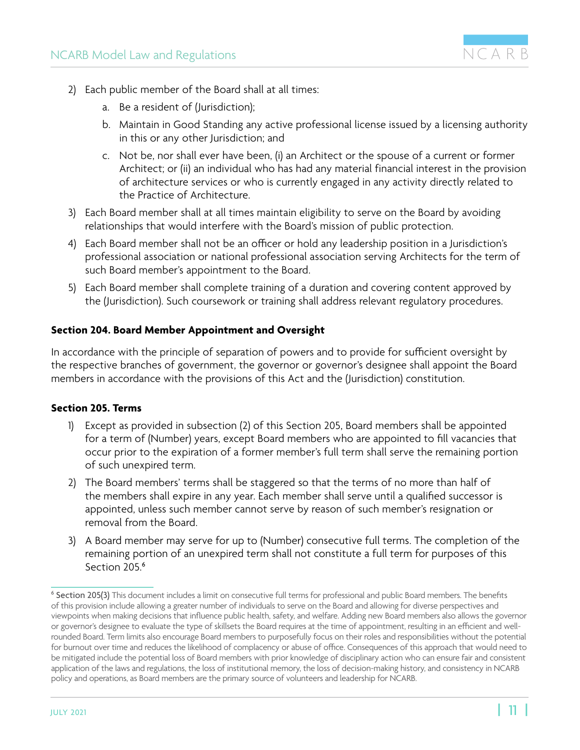2) Each public member of the Board shall at all times:
    a. Be a resident of (Jurisdiction);
    b. Maintain in Good Standing any active professional license issued by a licensing authority in this or any other Jurisdiction; and
    c. Not be, nor shall ever have been, (i) an Architect or the spouse of a current or former Architect; or (ii) an individual who has had any material financial interest in the provision of architecture services or who is currently engaged in any activity directly related to the Practice of Architecture.
3) Each Board member shall at all times maintain eligibility to serve on the Board by avoiding relationships that would interfere with the Board's mission of public protection.
4) Each Board member shall not be an officer or hold any leadership position in a Jurisdiction's professional association or national professional association serving Architects for the term of such Board member's appointment to the Board.
5) Each Board member shall complete training of a duration and covering content approved by the (Jurisdiction). Such coursework or training shall address relevant regulatory procedures.

### Section 204. Board Member Appointment and Oversight

In accordance with the principle of separation of powers and to provide for sufficient oversight by the respective branches of government, the governor or governor's designee shall appoint the Board members in accordance with the provisions of this Act and the (Jurisdiction) constitution.

### Section 205. Terms

1) Except as provided in subsection (2) of this Section 205, Board members shall be appointed for a term of (Number) years, except Board members who are appointed to fill vacancies that occur prior to the expiration of a former member's full term shall serve the remaining portion of such unexpired term.
2) The Board members' terms shall be staggered so that the terms of no more than half of the members shall expire in any year. Each member shall serve until a qualified successor is appointed, unless such member cannot serve by reason of such member's resignation or removal from the Board.
3) A Board member may serve for up to (Number) consecutive full terms. The completion of the remaining portion of an unexpired term shall not constitute a full term for purposes of this Section 205.[6]

---

[6] **Section 205(3)** This document includes a limit on consecutive full terms for professional and public Board members. The benefits of this provision include allowing a greater number of individuals to serve on the Board and allowing for diverse perspectives and viewpoints when making decisions that influence public health, safety, and welfare. Adding new Board members also allows the governor or governor's designee to evaluate the type of skillsets the Board requires at the time of appointment, resulting in an efficient and well-rounded Board. Term limits also encourage Board members to purposefully focus on their roles and responsibilities without the potential for burnout over time and reduces the likelihood of complacency or abuse of office. Consequences of this approach that would need to be mitigated include the potential loss of Board members with prior knowledge of disciplinary action who can ensure fair and consistent application of the laws and regulations, the loss of institutional memory, the loss of decision-making history, and consistency in NCARB policy and operations, as Board members are the primary source of volunteers and leadership for NCARB.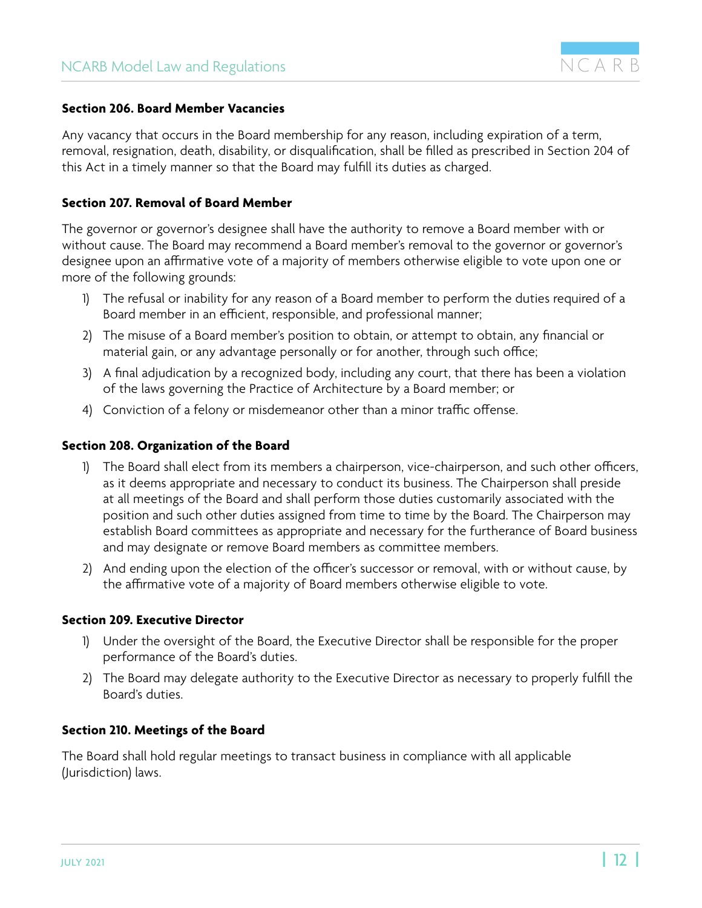**Section 206. Board Member Vacancies**

Any vacancy that occurs in the Board membership for any reason, including expiration of a term, removal, resignation, death, disability, or disqualification, shall be filled as prescribed in Section 204 of this Act in a timely manner so that the Board may fulfill its duties as charged.

**Section 207. Removal of Board Member**

The governor or governor's designee shall have the authority to remove a Board member with or without cause. The Board may recommend a Board member's removal to the governor or governor's designee upon an affirmative vote of a majority of members otherwise eligible to vote upon one or more of the following grounds:

1) The refusal or inability for any reason of a Board member to perform the duties required of a Board member in an efficient, responsible, and professional manner;
2) The misuse of a Board member's position to obtain, or attempt to obtain, any financial or material gain, or any advantage personally or for another, through such office;
3) A final adjudication by a recognized body, including any court, that there has been a violation of the laws governing the Practice of Architecture by a Board member; or
4) Conviction of a felony or misdemeanor other than a minor traffic offense.

**Section 208. Organization of the Board**

1) The Board shall elect from its members a chairperson, vice-chairperson, and such other officers, as it deems appropriate and necessary to conduct its business. The Chairperson shall preside at all meetings of the Board and shall perform those duties customarily associated with the position and such other duties assigned from time to time by the Board. The Chairperson may establish Board committees as appropriate and necessary for the furtherance of Board business and may designate or remove Board members as committee members.
2) And ending upon the election of the officer's successor or removal, with or without cause, by the affirmative vote of a majority of Board members otherwise eligible to vote.

**Section 209. Executive Director**

1) Under the oversight of the Board, the Executive Director shall be responsible for the proper performance of the Board's duties.
2) The Board may delegate authority to the Executive Director as necessary to properly fulfill the Board's duties.

**Section 210. Meetings of the Board**

The Board shall hold regular meetings to transact business in compliance with all applicable (Jurisdiction) laws.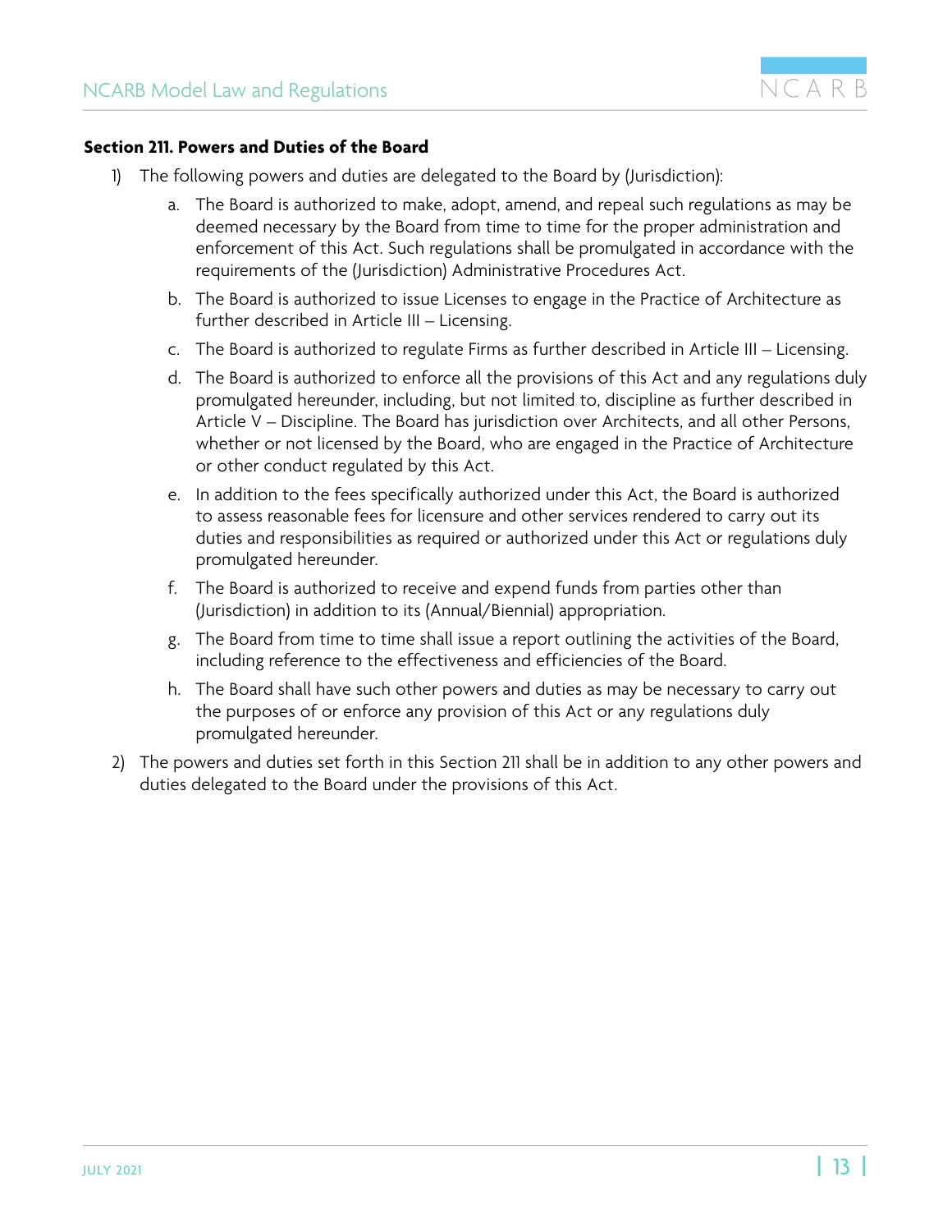**Section 211. Powers and Duties of the Board**

1) The following powers and duties are delegated to the Board by (Jurisdiction):
    a. The Board is authorized to make, adopt, amend, and repeal such regulations as may be deemed necessary by the Board from time to time for the proper administration and enforcement of this Act. Such regulations shall be promulgated in accordance with the requirements of the (Jurisdiction) Administrative Procedures Act.
    b. The Board is authorized to issue Licenses to engage in the Practice of Architecture as further described in Article III – Licensing.
    c. The Board is authorized to regulate Firms as further described in Article III – Licensing.
    d. The Board is authorized to enforce all the provisions of this Act and any regulations duly promulgated hereunder, including, but not limited to, discipline as further described in Article V – Discipline. The Board has jurisdiction over Architects, and all other Persons, whether or not licensed by the Board, who are engaged in the Practice of Architecture or other conduct regulated by this Act.
    e. In addition to the fees specifically authorized under this Act, the Board is authorized to assess reasonable fees for licensure and other services rendered to carry out its duties and responsibilities as required or authorized under this Act or regulations duly promulgated hereunder.
    f. The Board is authorized to receive and expend funds from parties other than (Jurisdiction) in addition to its (Annual/Biennial) appropriation.
    g. The Board from time to time shall issue a report outlining the activities of the Board, including reference to the effectiveness and efficiencies of the Board.
    h. The Board shall have such other powers and duties as may be necessary to carry out the purposes of or enforce any provision of this Act or any regulations duly promulgated hereunder.
2) The powers and duties set forth in this Section 211 shall be in addition to any other powers and duties delegated to the Board under the provisions of this Act.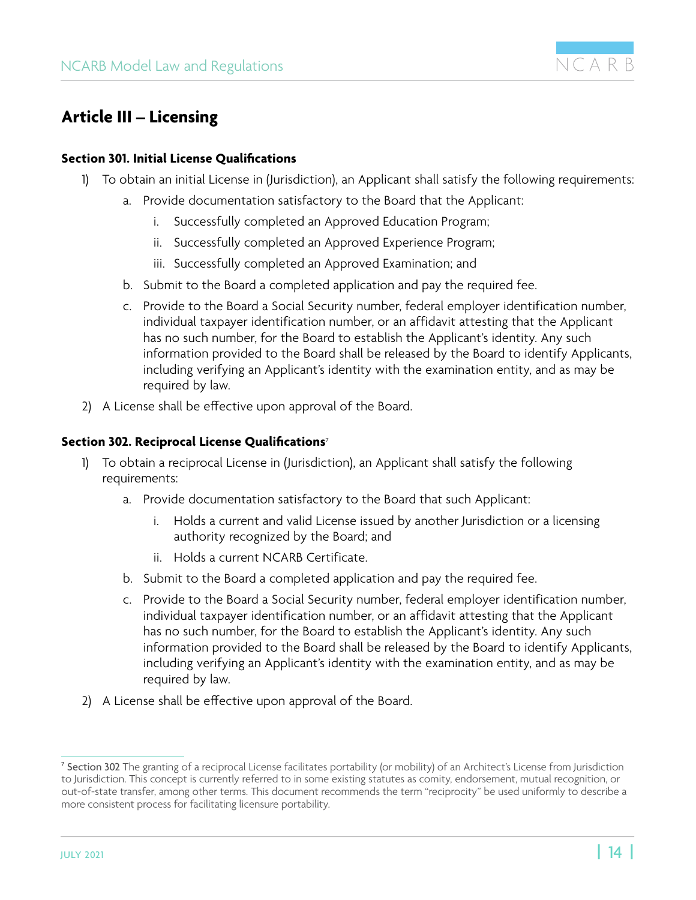## Article III – Licensing

### Section 301. Initial License Qualifications

1) To obtain an initial License in (Jurisdiction), an Applicant shall satisfy the following requirements:
    a. Provide documentation satisfactory to the Board that the Applicant:
        i. Successfully completed an Approved Education Program;
        ii. Successfully completed an Approved Experience Program;
        iii. Successfully completed an Approved Examination; and
    b. Submit to the Board a completed application and pay the required fee.
    c. Provide to the Board a Social Security number, federal employer identification number, individual taxpayer identification number, or an affidavit attesting that the Applicant has no such number, for the Board to establish the Applicant's identity. Any such information provided to the Board shall be released by the Board to identify Applicants, including verifying an Applicant's identity with the examination entity, and as may be required by law.
2) A License shall be effective upon approval of the Board.

### Section 302. Reciprocal License Qualifications[7]

1) To obtain a reciprocal License in (Jurisdiction), an Applicant shall satisfy the following requirements:
    a. Provide documentation satisfactory to the Board that such Applicant:
        i. Holds a current and valid License issued by another Jurisdiction or a licensing authority recognized by the Board; and
        ii. Holds a current NCARB Certificate.
    b. Submit to the Board a completed application and pay the required fee.
    c. Provide to the Board a Social Security number, federal employer identification number, individual taxpayer identification number, or an affidavit attesting that the Applicant has no such number, for the Board to establish the Applicant's identity. Any such information provided to the Board shall be released by the Board to identify Applicants, including verifying an Applicant's identity with the examination entity, and as may be required by law.
2) A License shall be effective upon approval of the Board.

---

[7] Section 302 The granting of a reciprocal License facilitates portability (or mobility) of an Architect's License from Jurisdiction to Jurisdiction. This concept is currently referred to in some existing statutes as comity, endorsement, mutual recognition, or out-of-state transfer, among other terms. This document recommends the term "reciprocity" be used uniformly to describe a more consistent process for facilitating licensure portability.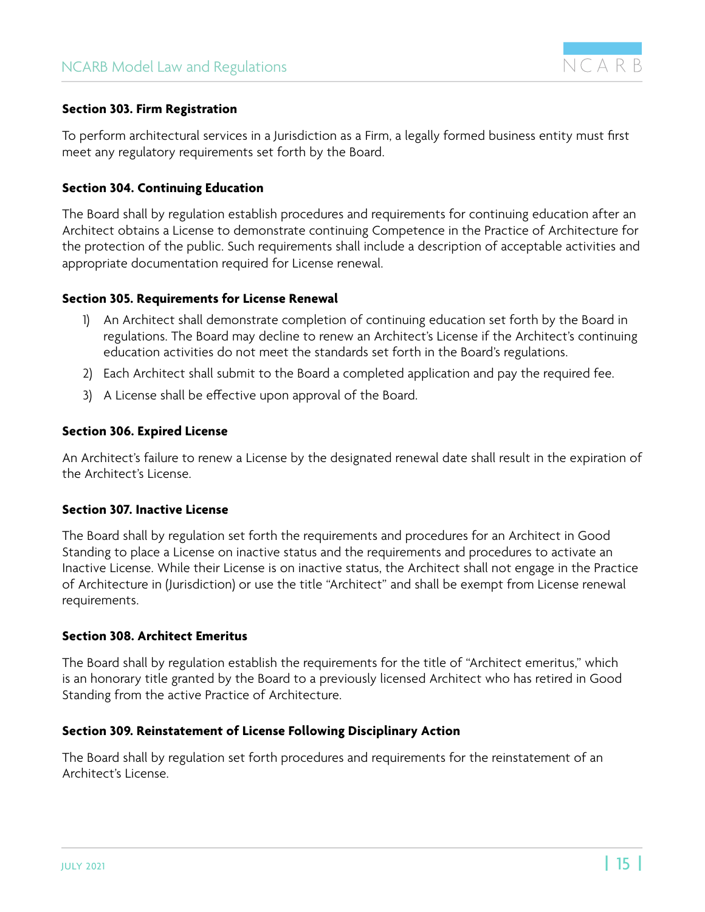### Section 303. Firm Registration

To perform architectural services in a Jurisdiction as a Firm, a legally formed business entity must first meet any regulatory requirements set forth by the Board.

### Section 304. Continuing Education

The Board shall by regulation establish procedures and requirements for continuing education after an Architect obtains a License to demonstrate continuing Competence in the Practice of Architecture for the protection of the public. Such requirements shall include a description of acceptable activities and appropriate documentation required for License renewal.

### Section 305. Requirements for License Renewal

1) An Architect shall demonstrate completion of continuing education set forth by the Board in regulations. The Board may decline to renew an Architect's License if the Architect's continuing education activities do not meet the standards set forth in the Board's regulations.
2) Each Architect shall submit to the Board a completed application and pay the required fee.
3) A License shall be effective upon approval of the Board.

### Section 306. Expired License

An Architect's failure to renew a License by the designated renewal date shall result in the expiration of the Architect's License.

### Section 307. Inactive License

The Board shall by regulation set forth the requirements and procedures for an Architect in Good Standing to place a License on inactive status and the requirements and procedures to activate an Inactive License. While their License is on inactive status, the Architect shall not engage in the Practice of Architecture in (Jurisdiction) or use the title "Architect" and shall be exempt from License renewal requirements.

### Section 308. Architect Emeritus

The Board shall by regulation establish the requirements for the title of "Architect emeritus," which is an honorary title granted by the Board to a previously licensed Architect who has retired in Good Standing from the active Practice of Architecture.

### Section 309. Reinstatement of License Following Disciplinary Action

The Board shall by regulation set forth procedures and requirements for the reinstatement of an Architect's License.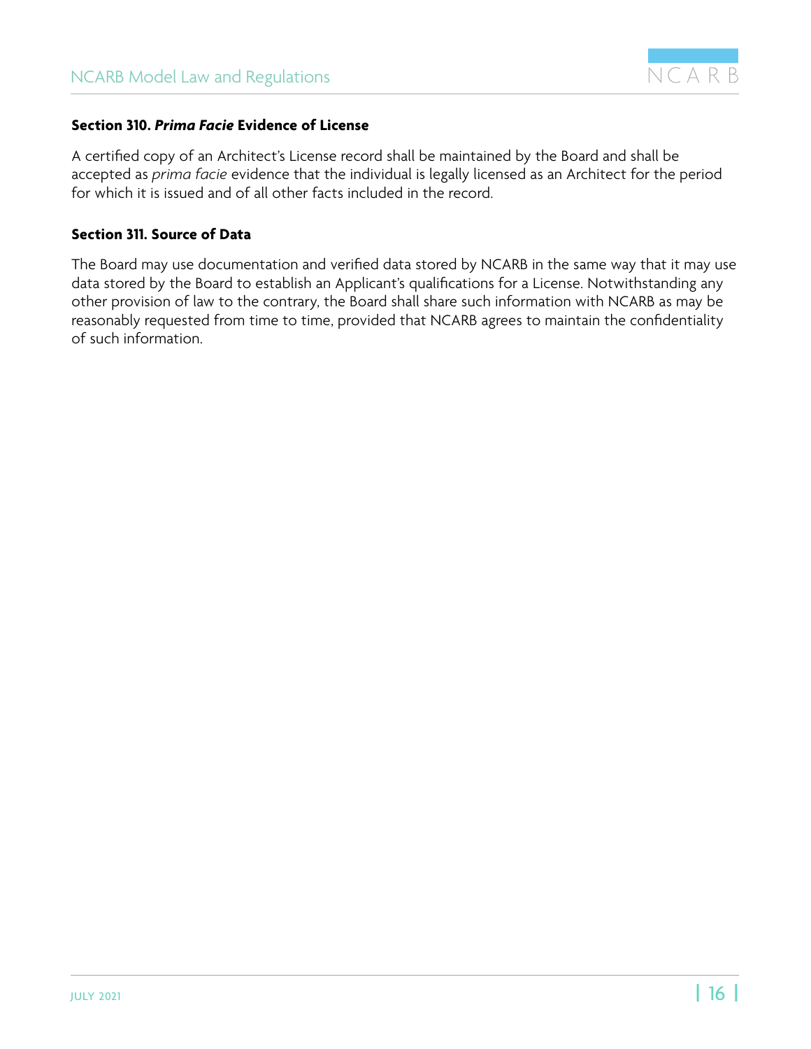### Section 310. ***Prima Facie*** Evidence of License

A certified copy of an Architect's License record shall be maintained by the Board and shall be accepted as *prima facie* evidence that the individual is legally licensed as an Architect for the period for which it is issued and of all other facts included in the record.

### Section 311. Source of Data

The Board may use documentation and verified data stored by NCARB in the same way that it may use data stored by the Board to establish an Applicant's qualifications for a License. Notwithstanding any other provision of law to the contrary, the Board shall share such information with NCARB as may be reasonably requested from time to time, provided that NCARB agrees to maintain the confidentiality of such information.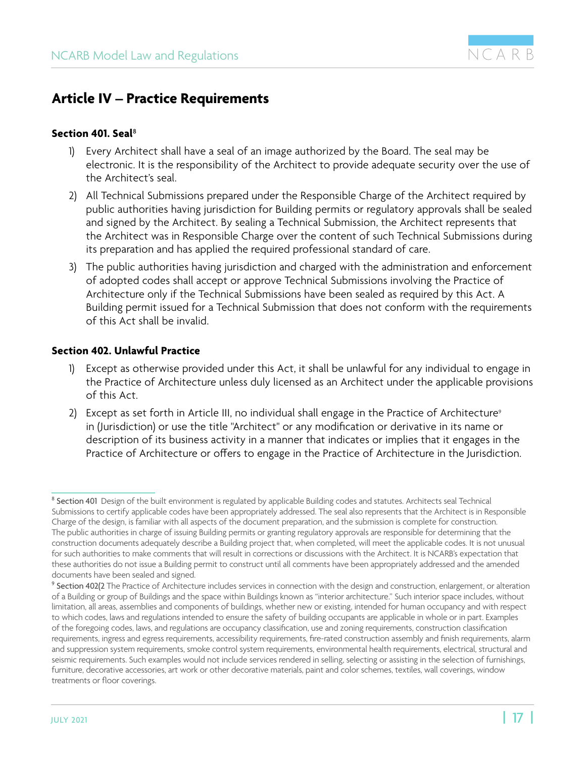## Article IV – Practice Requirements

### Section 401. Seal[8]

1) Every Architect shall have a seal of an image authorized by the Board. The seal may be electronic. It is the responsibility of the Architect to provide adequate security over the use of the Architect's seal.
2) All Technical Submissions prepared under the Responsible Charge of the Architect required by public authorities having jurisdiction for Building permits or regulatory approvals shall be sealed and signed by the Architect. By sealing a Technical Submission, the Architect represents that the Architect was in Responsible Charge over the content of such Technical Submissions during its preparation and has applied the required professional standard of care.
3) The public authorities having jurisdiction and charged with the administration and enforcement of adopted codes shall accept or approve Technical Submissions involving the Practice of Architecture only if the Technical Submissions have been sealed as required by this Act. A Building permit issued for a Technical Submission that does not conform with the requirements of this Act shall be invalid.

### Section 402. Unlawful Practice

1) Except as otherwise provided under this Act, it shall be unlawful for any individual to engage in the Practice of Architecture unless duly licensed as an Architect under the applicable provisions of this Act.
2) Except as set forth in Article III, no individual shall engage in the Practice of Architecture[9] in (Jurisdiction) or use the title "Architect" or any modification or derivative in its name or description of its business activity in a manner that indicates or implies that it engages in the Practice of Architecture or offers to engage in the Practice of Architecture in the Jurisdiction.

---

[8] **Section 401** Design of the built environment is regulated by applicable Building codes and statutes. Architects seal Technical Submissions to certify applicable codes have been appropriately addressed. The seal also represents that the Architect is in Responsible Charge of the design, is familiar with all aspects of the document preparation, and the submission is complete for construction. The public authorities in charge of issuing Building permits or granting regulatory approvals are responsible for determining that the construction documents adequately describe a Building project that, when completed, will meet the applicable codes. It is not unusual for such authorities to make comments that will result in corrections or discussions with the Architect. It is NCARB's expectation that these authorities do not issue a Building permit to construct until all comments have been appropriately addressed and the amended documents have been sealed and signed.

[9] **Section 402(2** The Practice of Architecture includes services in connection with the design and construction, enlargement, or alteration of a Building or group of Buildings and the space within Buildings known as "interior architecture." Such interior space includes, without limitation, all areas, assemblies and components of buildings, whether new or existing, intended for human occupancy and with respect to which codes, laws and regulations intended to ensure the safety of building occupants are applicable in whole or in part. Examples of the foregoing codes, laws, and regulations are occupancy classification, use and zoning requirements, construction classification requirements, ingress and egress requirements, accessibility requirements, fire-rated construction assembly and finish requirements, alarm and suppression system requirements, smoke control system requirements, environmental health requirements, electrical, structural and seismic requirements. Such examples would not include services rendered in selling, selecting or assisting in the selection of furnishings, furniture, decorative accessories, art work or other decorative materials, paint and color schemes, textiles, wall coverings, window treatments or floor coverings.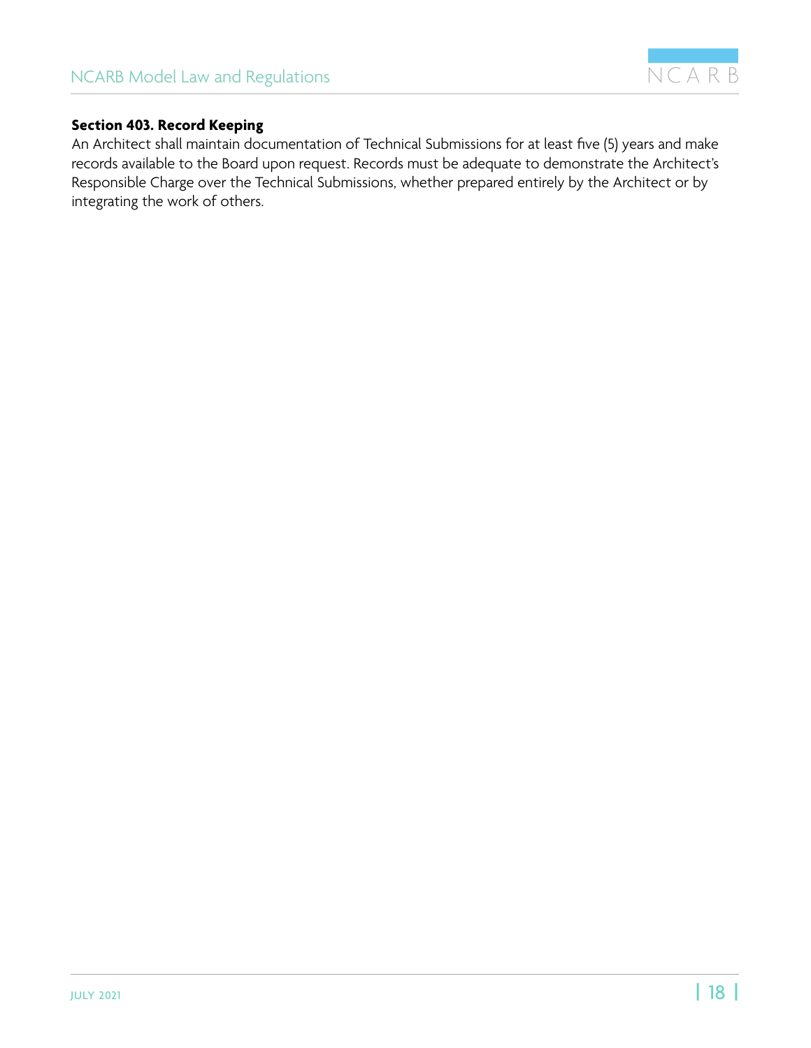**Section 403. Record Keeping**

An Architect shall maintain documentation of Technical Submissions for at least five (5) years and make records available to the Board upon request. Records must be adequate to demonstrate the Architect's Responsible Charge over the Technical Submissions, whether prepared entirely by the Architect or by integrating the work of others.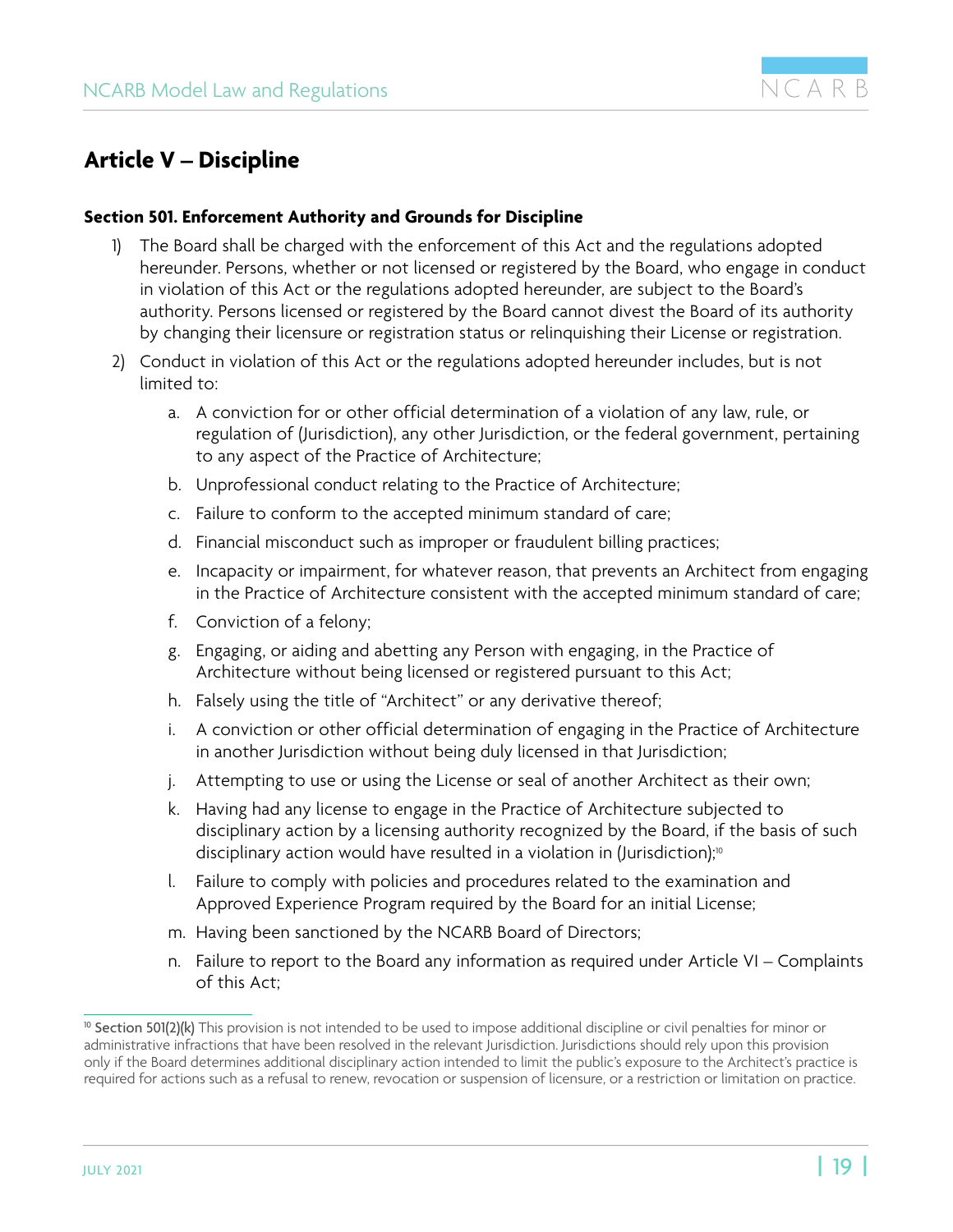## Article V – Discipline

### Section 501. Enforcement Authority and Grounds for Discipline

1) The Board shall be charged with the enforcement of this Act and the regulations adopted hereunder. Persons, whether or not licensed or registered by the Board, who engage in conduct in violation of this Act or the regulations adopted hereunder, are subject to the Board's authority. Persons licensed or registered by the Board cannot divest the Board of its authority by changing their licensure or registration status or relinquishing their License or registration.

2) Conduct in violation of this Act or the regulations adopted hereunder includes, but is not limited to:

   a. A conviction for or other official determination of a violation of any law, rule, or regulation of (Jurisdiction), any other Jurisdiction, or the federal government, pertaining to any aspect of the Practice of Architecture;

   b. Unprofessional conduct relating to the Practice of Architecture;

   c. Failure to conform to the accepted minimum standard of care;

   d. Financial misconduct such as improper or fraudulent billing practices;

   e. Incapacity or impairment, for whatever reason, that prevents an Architect from engaging in the Practice of Architecture consistent with the accepted minimum standard of care;

   f. Conviction of a felony;

   g. Engaging, or aiding and abetting any Person with engaging, in the Practice of Architecture without being licensed or registered pursuant to this Act;

   h. Falsely using the title of "Architect" or any derivative thereof;

   i. A conviction or other official determination of engaging in the Practice of Architecture in another Jurisdiction without being duly licensed in that Jurisdiction;

   j. Attempting to use or using the License or seal of another Architect as their own;

   k. Having had any license to engage in the Practice of Architecture subjected to disciplinary action by a licensing authority recognized by the Board, if the basis of such disciplinary action would have resulted in a violation in (Jurisdiction);[10]

   l. Failure to comply with policies and procedures related to the examination and Approved Experience Program required by the Board for an initial License;

   m. Having been sanctioned by the NCARB Board of Directors;

   n. Failure to report to the Board any information as required under Article VI – Complaints of this Act;

---

[10] **Section 501(2)(k)** This provision is not intended to be used to impose additional discipline or civil penalties for minor or administrative infractions that have been resolved in the relevant Jurisdiction. Jurisdictions should rely upon this provision only if the Board determines additional disciplinary action intended to limit the public's exposure to the Architect's practice is required for actions such as a refusal to renew, revocation or suspension of licensure, or a restriction or limitation on practice.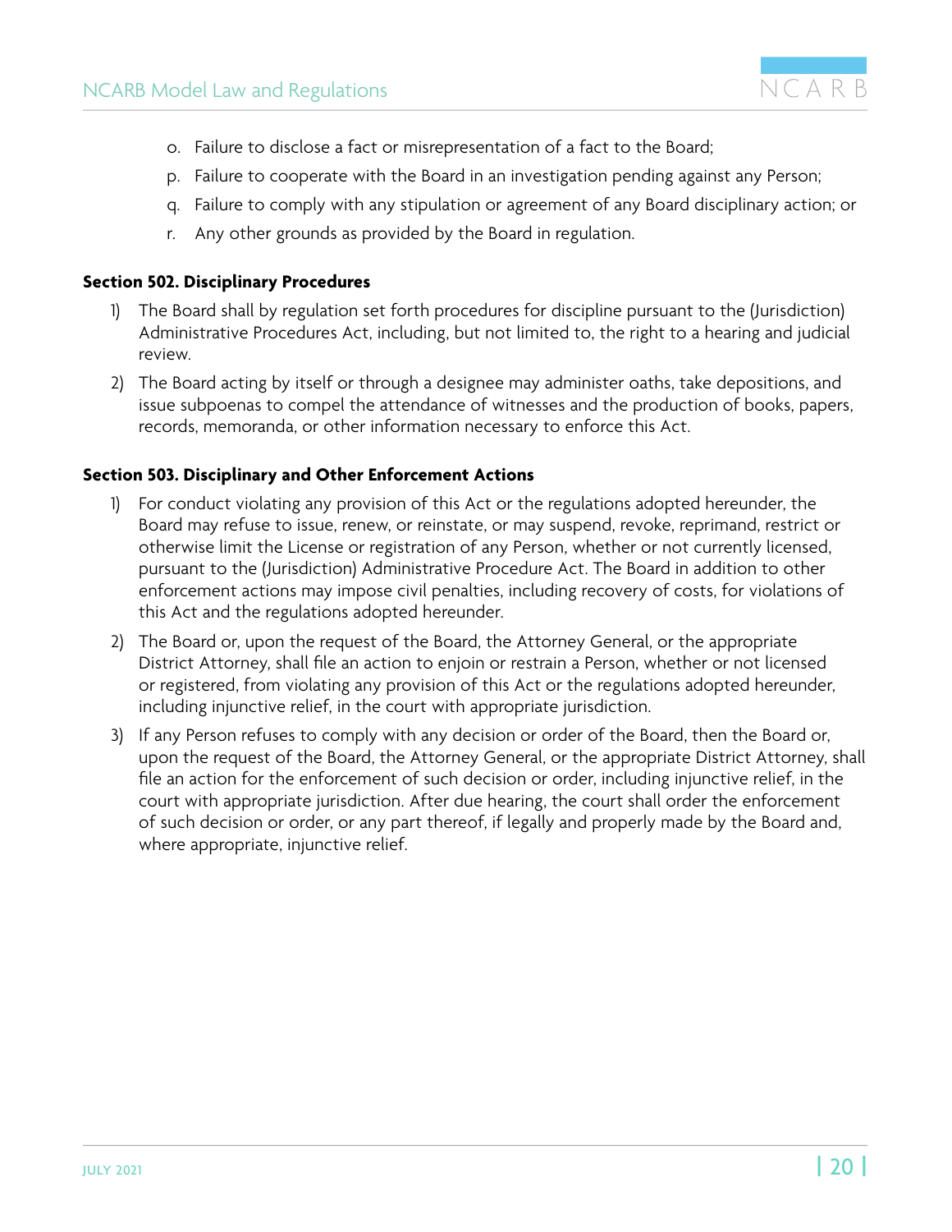o. Failure to disclose a fact or misrepresentation of a fact to the Board;

p. Failure to cooperate with the Board in an investigation pending against any Person;

q. Failure to comply with any stipulation or agreement of any Board disciplinary action; or

r. Any other grounds as provided by the Board in regulation.

**Section 502. Disciplinary Procedures**

1) The Board shall by regulation set forth procedures for discipline pursuant to the (Jurisdiction) Administrative Procedures Act, including, but not limited to, the right to a hearing and judicial review.

2) The Board acting by itself or through a designee may administer oaths, take depositions, and issue subpoenas to compel the attendance of witnesses and the production of books, papers, records, memoranda, or other information necessary to enforce this Act.

**Section 503. Disciplinary and Other Enforcement Actions**

1) For conduct violating any provision of this Act or the regulations adopted hereunder, the Board may refuse to issue, renew, or reinstate, or may suspend, revoke, reprimand, restrict or otherwise limit the License or registration of any Person, whether or not currently licensed, pursuant to the (Jurisdiction) Administrative Procedure Act. The Board in addition to other enforcement actions may impose civil penalties, including recovery of costs, for violations of this Act and the regulations adopted hereunder.

2) The Board or, upon the request of the Board, the Attorney General, or the appropriate District Attorney, shall file an action to enjoin or restrain a Person, whether or not licensed or registered, from violating any provision of this Act or the regulations adopted hereunder, including injunctive relief, in the court with appropriate jurisdiction.

3) If any Person refuses to comply with any decision or order of the Board, then the Board or, upon the request of the Board, the Attorney General, or the appropriate District Attorney, shall file an action for the enforcement of such decision or order, including injunctive relief, in the court with appropriate jurisdiction. After due hearing, the court shall order the enforcement of such decision or order, or any part thereof, if legally and properly made by the Board and, where appropriate, injunctive relief.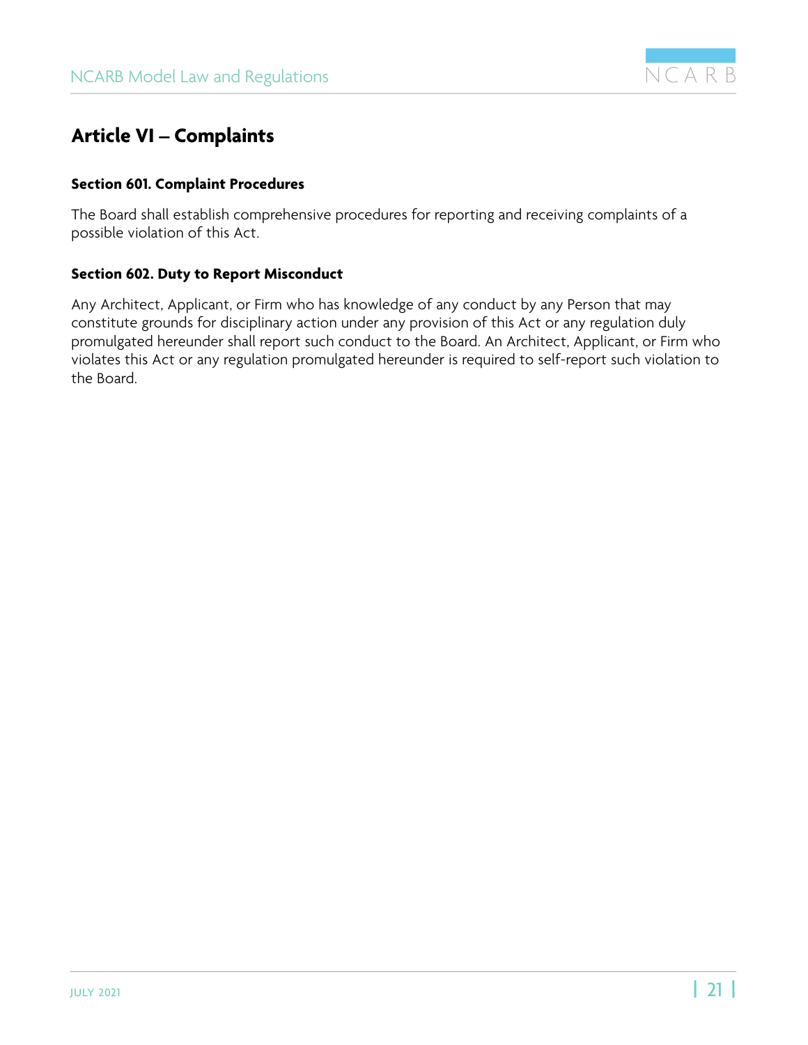## Article VI – Complaints

### Section 601. Complaint Procedures

The Board shall establish comprehensive procedures for reporting and receiving complaints of a possible violation of this Act.

### Section 602. Duty to Report Misconduct

Any Architect, Applicant, or Firm who has knowledge of any conduct by any Person that may constitute grounds for disciplinary action under any provision of this Act or any regulation duly promulgated hereunder shall report such conduct to the Board. An Architect, Applicant, or Firm who violates this Act or any regulation promulgated hereunder is required to self-report such violation to the Board.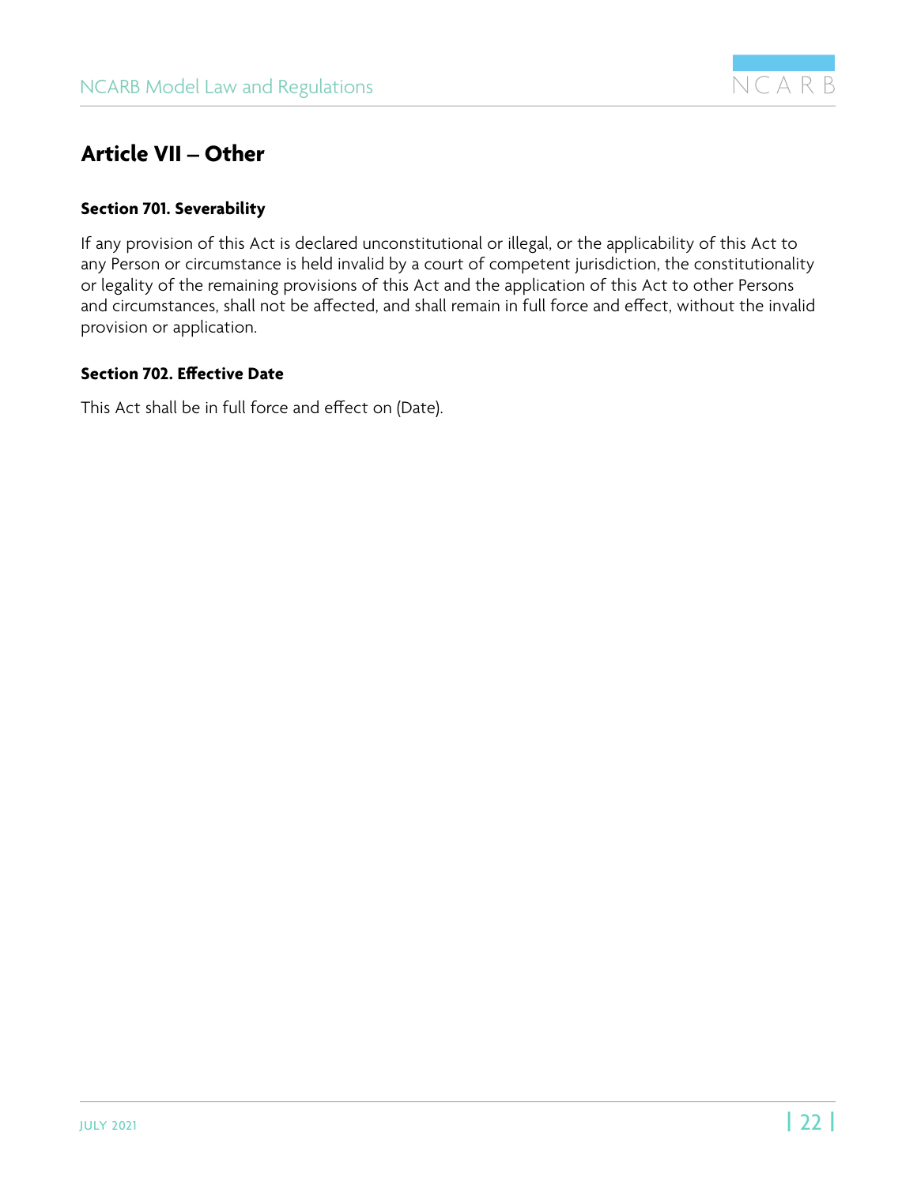## Article VII – Other

### Section 701. Severability

If any provision of this Act is declared unconstitutional or illegal, or the applicability of this Act to any Person or circumstance is held invalid by a court of competent jurisdiction, the constitutionality or legality of the remaining provisions of this Act and the application of this Act to other Persons and circumstances, shall not be affected, and shall remain in full force and effect, without the invalid provision or application.

### Section 702. Effective Date

This Act shall be in full force and effect on (Date).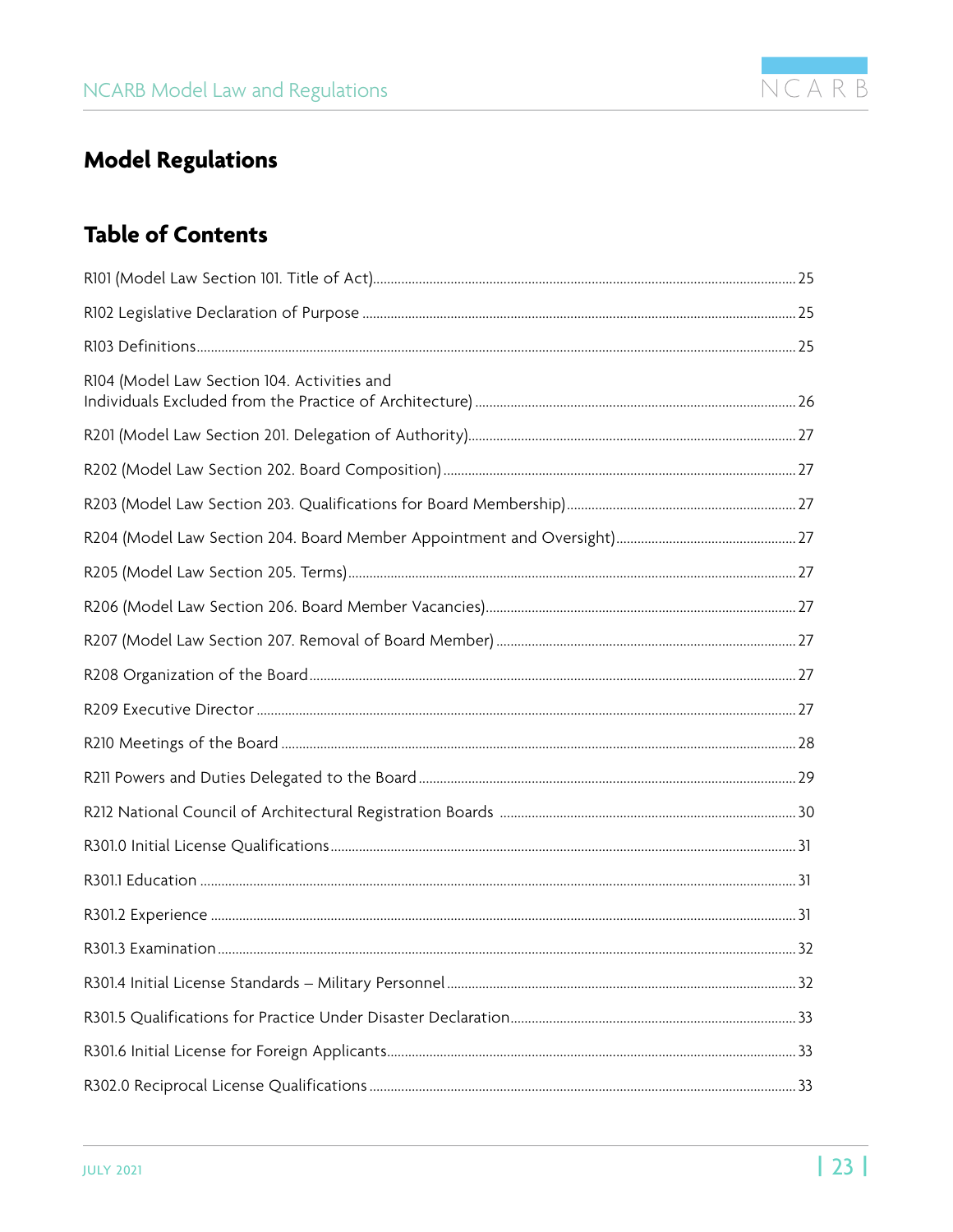# Model Regulations

## Table of Contents

R101 (Model Law Section 101. Title of Act) ..... 25

R102 Legislative Declaration of Purpose ..... 25

R103 Definitions ..... 25

R104 (Model Law Section 104. Activities and Individuals Excluded from the Practice of Architecture) ..... 26

R201 (Model Law Section 201. Delegation of Authority) ..... 27

R202 (Model Law Section 202. Board Composition) ..... 27

R203 (Model Law Section 203. Qualifications for Board Membership) ..... 27

R204 (Model Law Section 204. Board Member Appointment and Oversight) ..... 27

R205 (Model Law Section 205. Terms) ..... 27

R206 (Model Law Section 206. Board Member Vacancies) ..... 27

R207 (Model Law Section 207. Removal of Board Member) ..... 27

R208 Organization of the Board ..... 27

R209 Executive Director ..... 27

R210 Meetings of the Board ..... 28

R211 Powers and Duties Delegated to the Board ..... 29

R212 National Council of Architectural Registration Boards ..... 30

R301.0 Initial License Qualifications ..... 31

R301.1 Education ..... 31

R301.2 Experience ..... 31

R301.3 Examination ..... 32

R301.4 Initial License Standards – Military Personnel ..... 32

R301.5 Qualifications for Practice Under Disaster Declaration ..... 33

R301.6 Initial License for Foreign Applicants ..... 33

R302.0 Reciprocal License Qualifications ..... 33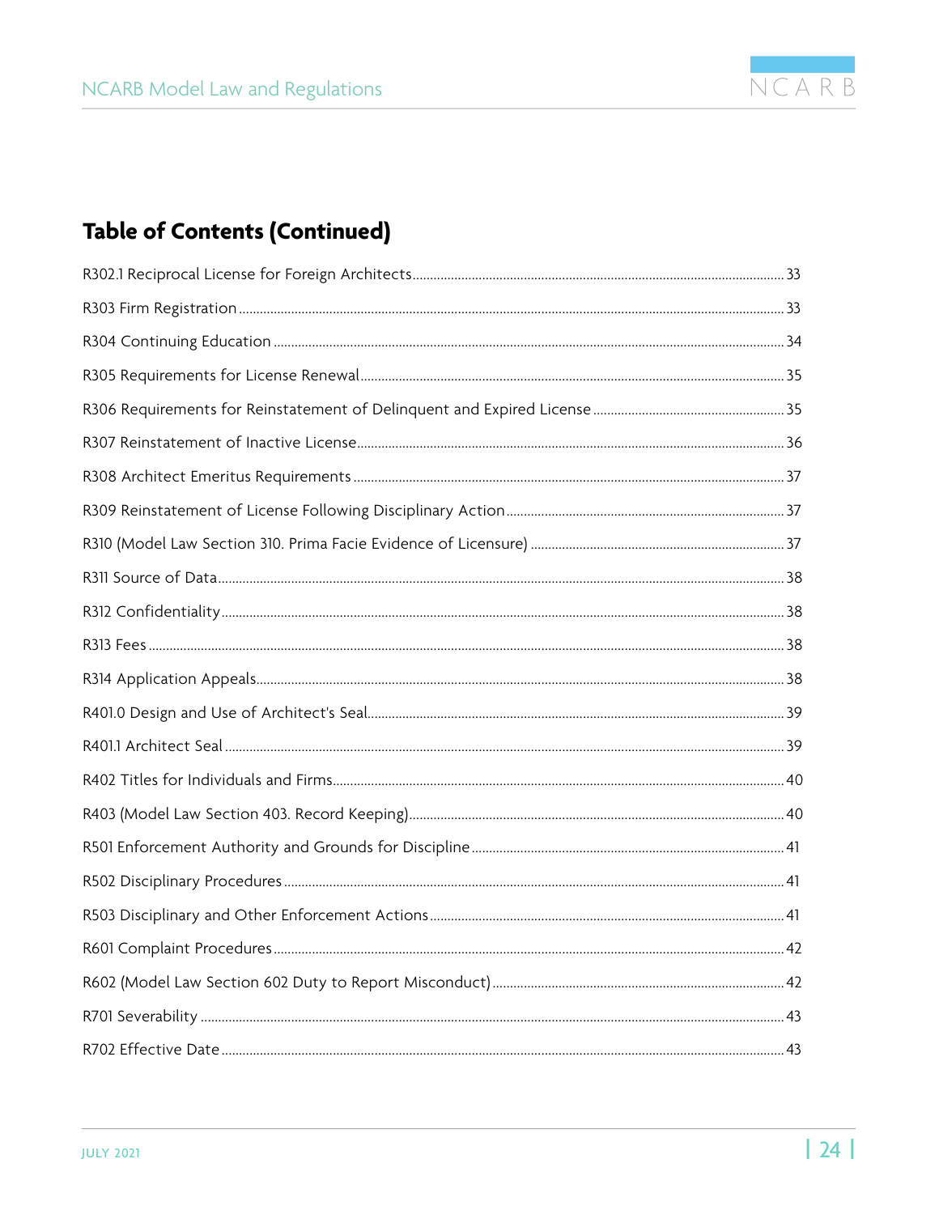## Table of Contents (Continued)

R302.1 Reciprocal License for Foreign Architects .......... 33

R303 Firm Registration .......... 33

R304 Continuing Education .......... 34

R305 Requirements for License Renewal .......... 35

R306 Requirements for Reinstatement of Delinquent and Expired License .......... 35

R307 Reinstatement of Inactive License .......... 36

R308 Architect Emeritus Requirements .......... 37

R309 Reinstatement of License Following Disciplinary Action .......... 37

R310 (Model Law Section 310. Prima Facie Evidence of Licensure) .......... 37

R311 Source of Data .......... 38

R312 Confidentiality .......... 38

R313 Fees .......... 38

R314 Application Appeals .......... 38

R401.0 Design and Use of Architect's Seal .......... 39

R401.1 Architect Seal .......... 39

R402 Titles for Individuals and Firms .......... 40

R403 (Model Law Section 403. Record Keeping) .......... 40

R501 Enforcement Authority and Grounds for Discipline .......... 41

R502 Disciplinary Procedures .......... 41

R503 Disciplinary and Other Enforcement Actions .......... 41

R601 Complaint Procedures .......... 42

R602 (Model Law Section 602 Duty to Report Misconduct) .......... 42

R701 Severability .......... 43

R702 Effective Date .......... 43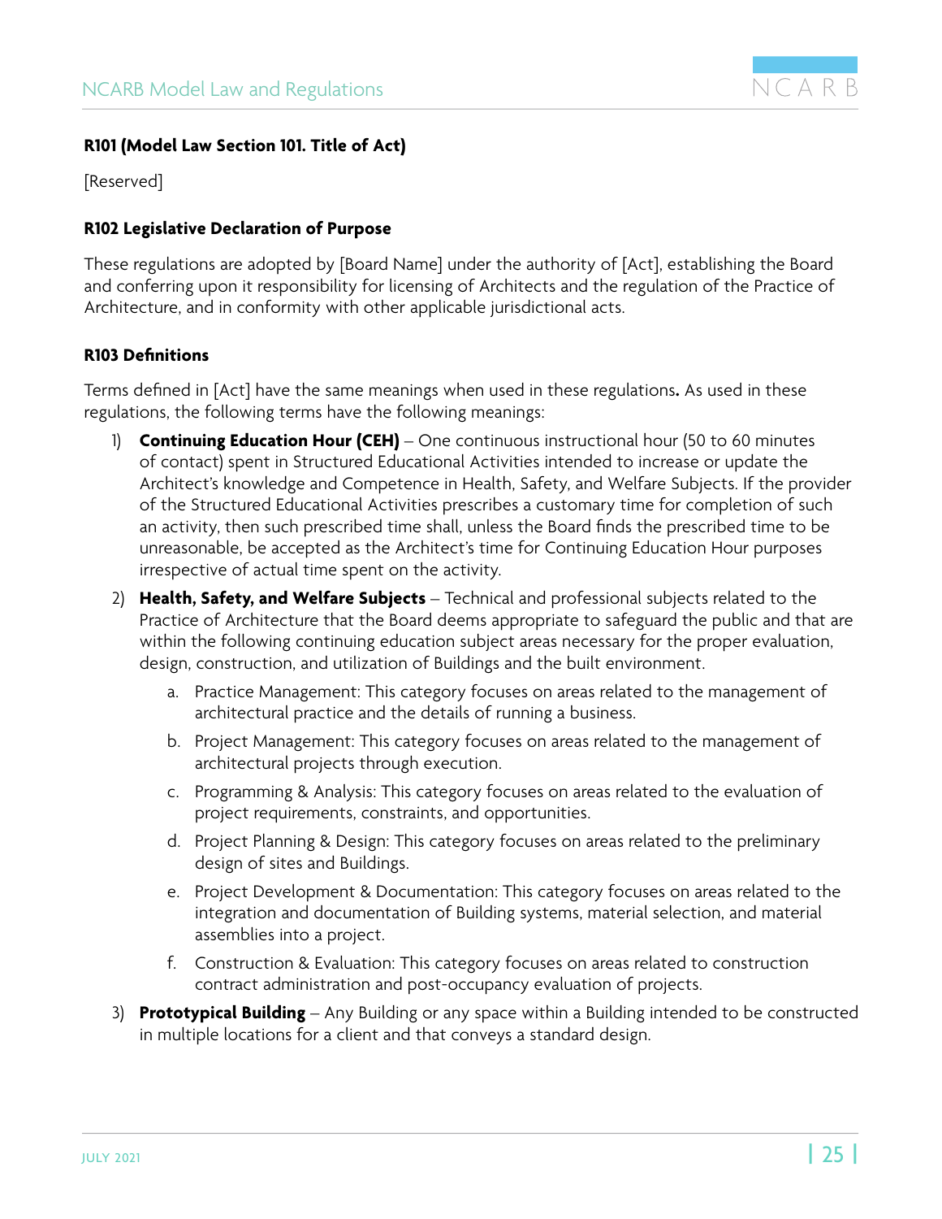**R101 (Model Law Section 101. Title of Act)**

[Reserved]

**R102 Legislative Declaration of Purpose**

These regulations are adopted by [Board Name] under the authority of [Act], establishing the Board and conferring upon it responsibility for licensing of Architects and the regulation of the Practice of Architecture, and in conformity with other applicable jurisdictional acts.

**R103 Definitions**

Terms defined in [Act] have the same meanings when used in these regulations**.** As used in these regulations, the following terms have the following meanings:

1) **Continuing Education Hour (CEH)** – One continuous instructional hour (50 to 60 minutes of contact) spent in Structured Educational Activities intended to increase or update the Architect's knowledge and Competence in Health, Safety, and Welfare Subjects. If the provider of the Structured Educational Activities prescribes a customary time for completion of such an activity, then such prescribed time shall, unless the Board finds the prescribed time to be unreasonable, be accepted as the Architect's time for Continuing Education Hour purposes irrespective of actual time spent on the activity.
2) **Health, Safety, and Welfare Subjects** – Technical and professional subjects related to the Practice of Architecture that the Board deems appropriate to safeguard the public and that are within the following continuing education subject areas necessary for the proper evaluation, design, construction, and utilization of Buildings and the built environment.
   a. Practice Management: This category focuses on areas related to the management of architectural practice and the details of running a business.
   b. Project Management: This category focuses on areas related to the management of architectural projects through execution.
   c. Programming & Analysis: This category focuses on areas related to the evaluation of project requirements, constraints, and opportunities.
   d. Project Planning & Design: This category focuses on areas related to the preliminary design of sites and Buildings.
   e. Project Development & Documentation: This category focuses on areas related to the integration and documentation of Building systems, material selection, and material assemblies into a project.
   f. Construction & Evaluation: This category focuses on areas related to construction contract administration and post-occupancy evaluation of projects.
3) **Prototypical Building** – Any Building or any space within a Building intended to be constructed in multiple locations for a client and that conveys a standard design.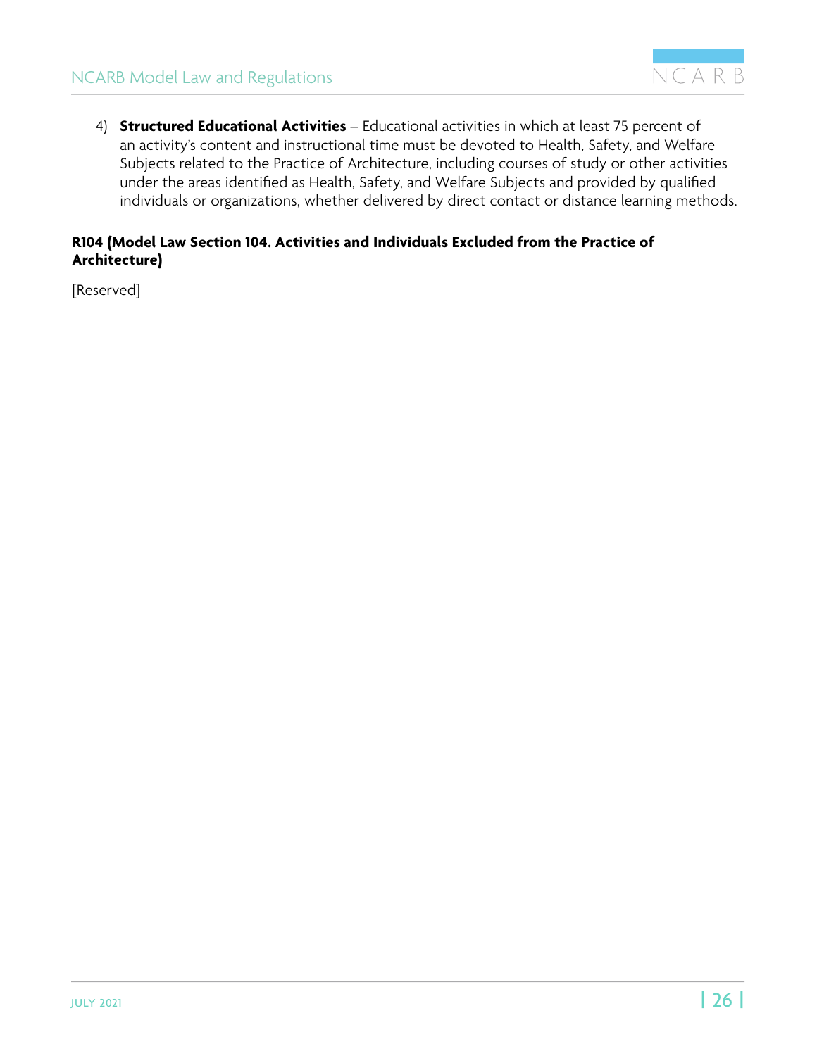4) **Structured Educational Activities** – Educational activities in which at least 75 percent of an activity's content and instructional time must be devoted to Health, Safety, and Welfare Subjects related to the Practice of Architecture, including courses of study or other activities under the areas identified as Health, Safety, and Welfare Subjects and provided by qualified individuals or organizations, whether delivered by direct contact or distance learning methods.

**R104 (Model Law Section 104. Activities and Individuals Excluded from the Practice of Architecture)**

[Reserved]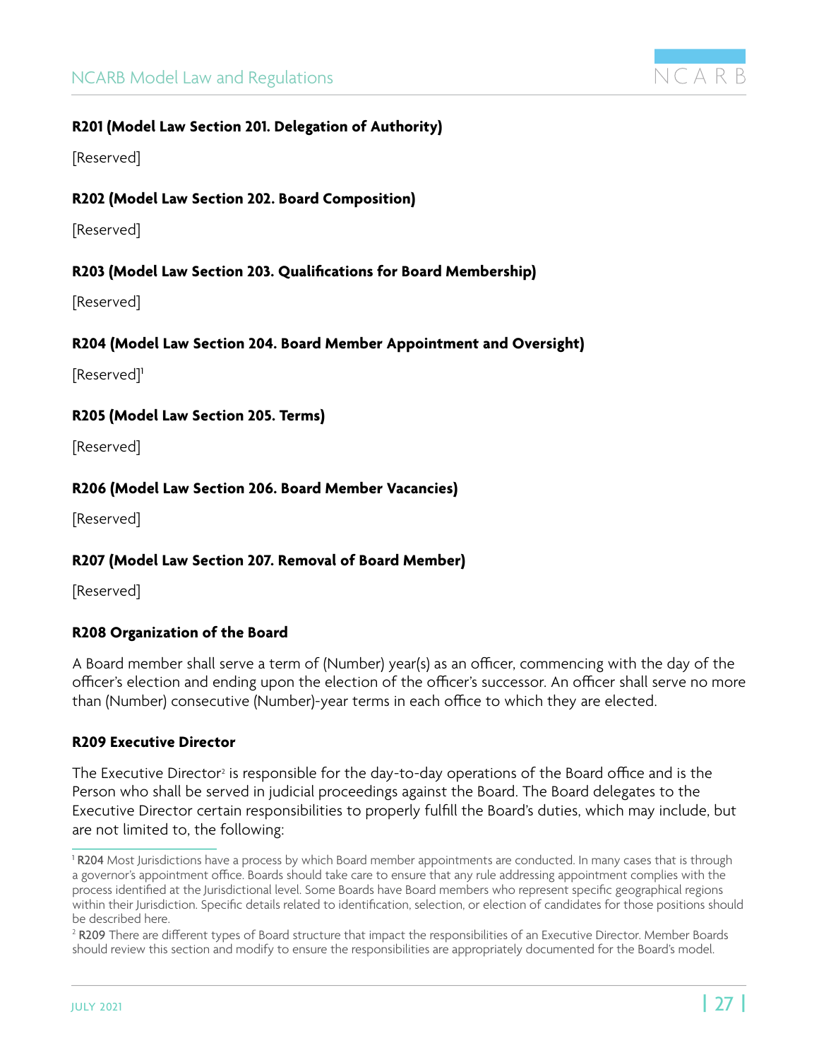**R201 (Model Law Section 201. Delegation of Authority)**

[Reserved]

**R202 (Model Law Section 202. Board Composition)**

[Reserved]

**R203 (Model Law Section 203. Qualifications for Board Membership)**

[Reserved]

**R204 (Model Law Section 204. Board Member Appointment and Oversight)**

[Reserved][1]

**R205 (Model Law Section 205. Terms)**

[Reserved]

**R206 (Model Law Section 206. Board Member Vacancies)**

[Reserved]

**R207 (Model Law Section 207. Removal of Board Member)**

[Reserved]

**R208 Organization of the Board**

A Board member shall serve a term of (Number) year(s) as an officer, commencing with the day of the officer's election and ending upon the election of the officer's successor. An officer shall serve no more than (Number) consecutive (Number)-year terms in each office to which they are elected.

**R209 Executive Director**

The Executive Director[2] is responsible for the day-to-day operations of the Board office and is the Person who shall be served in judicial proceedings against the Board. The Board delegates to the Executive Director certain responsibilities to properly fulfill the Board's duties, which may include, but are not limited to, the following:

---

[1] **R204** Most Jurisdictions have a process by which Board member appointments are conducted. In many cases that is through a governor's appointment office. Boards should take care to ensure that any rule addressing appointment complies with the process identified at the Jurisdictional level. Some Boards have Board members who represent specific geographical regions within their Jurisdiction. Specific details related to identification, selection, or election of candidates for those positions should be described here.

[2] **R209** There are different types of Board structure that impact the responsibilities of an Executive Director. Member Boards should review this section and modify to ensure the responsibilities are appropriately documented for the Board's model.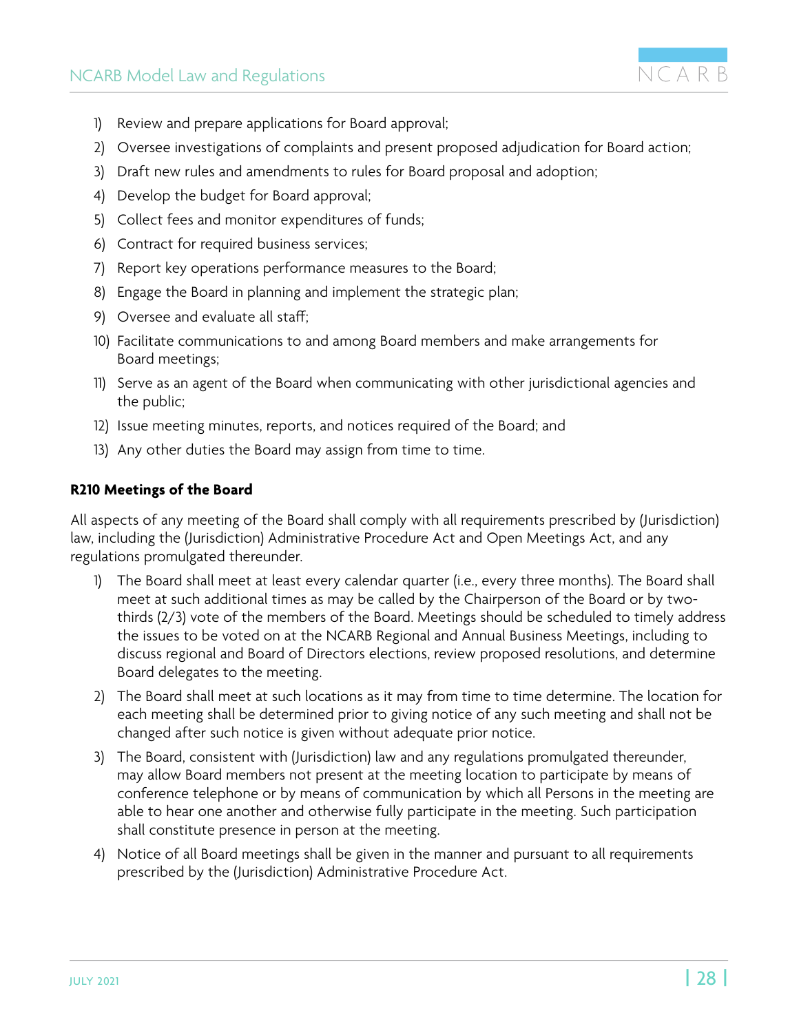1) Review and prepare applications for Board approval;
2) Oversee investigations of complaints and present proposed adjudication for Board action;
3) Draft new rules and amendments to rules for Board proposal and adoption;
4) Develop the budget for Board approval;
5) Collect fees and monitor expenditures of funds;
6) Contract for required business services;
7) Report key operations performance measures to the Board;
8) Engage the Board in planning and implement the strategic plan;
9) Oversee and evaluate all staff;
10) Facilitate communications to and among Board members and make arrangements for Board meetings;
11) Serve as an agent of the Board when communicating with other jurisdictional agencies and the public;
12) Issue meeting minutes, reports, and notices required of the Board; and
13) Any other duties the Board may assign from time to time.

**R210 Meetings of the Board**

All aspects of any meeting of the Board shall comply with all requirements prescribed by (Jurisdiction) law, including the (Jurisdiction) Administrative Procedure Act and Open Meetings Act, and any regulations promulgated thereunder.

1) The Board shall meet at least every calendar quarter (i.e., every three months). The Board shall meet at such additional times as may be called by the Chairperson of the Board or by two-thirds (2/3) vote of the members of the Board. Meetings should be scheduled to timely address the issues to be voted on at the NCARB Regional and Annual Business Meetings, including to discuss regional and Board of Directors elections, review proposed resolutions, and determine Board delegates to the meeting.
2) The Board shall meet at such locations as it may from time to time determine. The location for each meeting shall be determined prior to giving notice of any such meeting and shall not be changed after such notice is given without adequate prior notice.
3) The Board, consistent with (Jurisdiction) law and any regulations promulgated thereunder, may allow Board members not present at the meeting location to participate by means of conference telephone or by means of communication by which all Persons in the meeting are able to hear one another and otherwise fully participate in the meeting. Such participation shall constitute presence in person at the meeting.
4) Notice of all Board meetings shall be given in the manner and pursuant to all requirements prescribed by the (Jurisdiction) Administrative Procedure Act.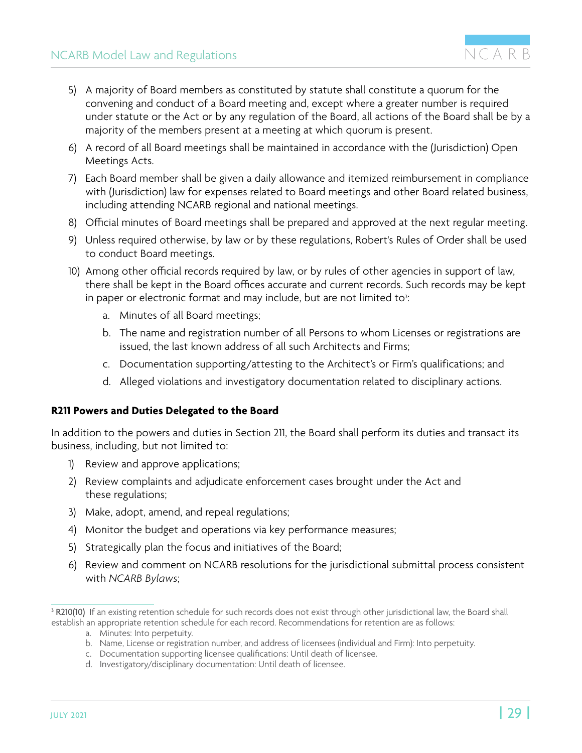5) A majority of Board members as constituted by statute shall constitute a quorum for the convening and conduct of a Board meeting and, except where a greater number is required under statute or the Act or by any regulation of the Board, all actions of the Board shall be by a majority of the members present at a meeting at which quorum is present.
6) A record of all Board meetings shall be maintained in accordance with the (Jurisdiction) Open Meetings Acts.
7) Each Board member shall be given a daily allowance and itemized reimbursement in compliance with (Jurisdiction) law for expenses related to Board meetings and other Board related business, including attending NCARB regional and national meetings.
8) Official minutes of Board meetings shall be prepared and approved at the next regular meeting.
9) Unless required otherwise, by law or by these regulations, Robert's Rules of Order shall be used to conduct Board meetings.
10) Among other official records required by law, or by rules of other agencies in support of law, there shall be kept in the Board offices accurate and current records. Such records may be kept in paper or electronic format and may include, but are not limited to[3]:
    a. Minutes of all Board meetings;
    b. The name and registration number of all Persons to whom Licenses or registrations are issued, the last known address of all such Architects and Firms;
    c. Documentation supporting/attesting to the Architect's or Firm's qualifications; and
    d. Alleged violations and investigatory documentation related to disciplinary actions.

**R211 Powers and Duties Delegated to the Board**

In addition to the powers and duties in Section 211, the Board shall perform its duties and transact its business, including, but not limited to:

1) Review and approve applications;
2) Review complaints and adjudicate enforcement cases brought under the Act and these regulations;
3) Make, adopt, amend, and repeal regulations;
4) Monitor the budget and operations via key performance measures;
5) Strategically plan the focus and initiatives of the Board;
6) Review and comment on NCARB resolutions for the jurisdictional submittal process consistent with *NCARB Bylaws*;

---

[3] **R210(10)** If an existing retention schedule for such records does not exist through other jurisdictional law, the Board shall establish an appropriate retention schedule for each record. Recommendations for retention are as follows:

a. Minutes: Into perpetuity.
b. Name, License or registration number, and address of licensees (individual and Firm): Into perpetuity.
c. Documentation supporting licensee qualifications: Until death of licensee.
d. Investigatory/disciplinary documentation: Until death of licensee.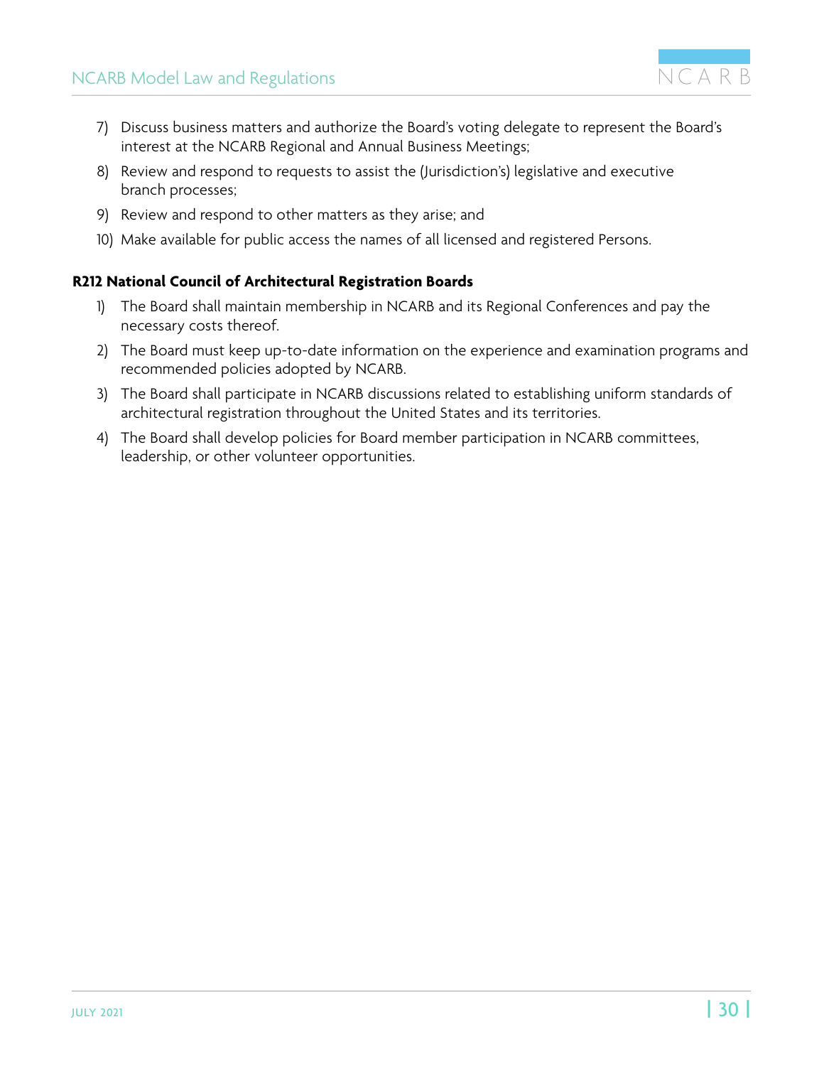7) Discuss business matters and authorize the Board's voting delegate to represent the Board's interest at the NCARB Regional and Annual Business Meetings;
8) Review and respond to requests to assist the (Jurisdiction's) legislative and executive branch processes;
9) Review and respond to other matters as they arise; and
10) Make available for public access the names of all licensed and registered Persons.

**R212 National Council of Architectural Registration Boards**

1) The Board shall maintain membership in NCARB and its Regional Conferences and pay the necessary costs thereof.
2) The Board must keep up-to-date information on the experience and examination programs and recommended policies adopted by NCARB.
3) The Board shall participate in NCARB discussions related to establishing uniform standards of architectural registration throughout the United States and its territories.
4) The Board shall develop policies for Board member participation in NCARB committees, leadership, or other volunteer opportunities.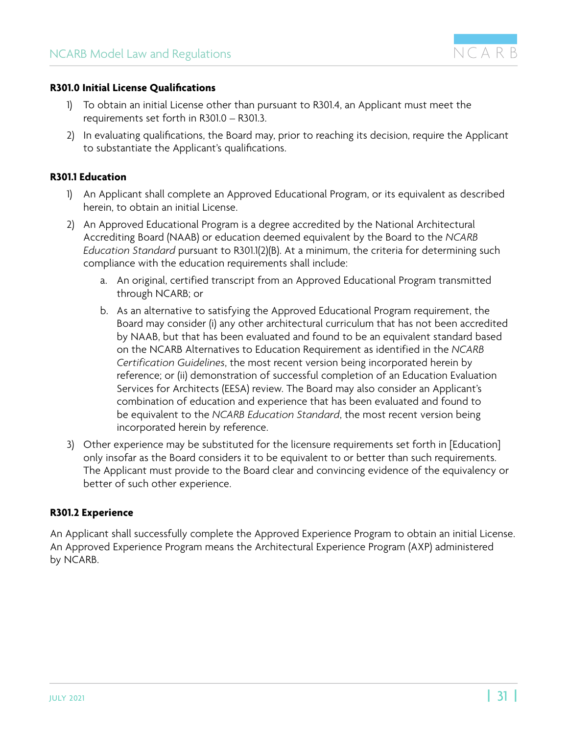**R301.0 Initial License Qualifications**

1) To obtain an initial License other than pursuant to R301.4, an Applicant must meet the requirements set forth in R301.0 – R301.3.
2) In evaluating qualifications, the Board may, prior to reaching its decision, require the Applicant to substantiate the Applicant's qualifications.

**R301.1 Education**

1) An Applicant shall complete an Approved Educational Program, or its equivalent as described herein, to obtain an initial License.
2) An Approved Educational Program is a degree accredited by the National Architectural Accrediting Board (NAAB) or education deemed equivalent by the Board to the *NCARB Education Standard* pursuant to R301.1(2)(B). At a minimum, the criteria for determining such compliance with the education requirements shall include:
   a. An original, certified transcript from an Approved Educational Program transmitted through NCARB; or
   b. As an alternative to satisfying the Approved Educational Program requirement, the Board may consider (i) any other architectural curriculum that has not been accredited by NAAB, but that has been evaluated and found to be an equivalent standard based on the NCARB Alternatives to Education Requirement as identified in the *NCARB Certification Guidelines*, the most recent version being incorporated herein by reference; or (ii) demonstration of successful completion of an Education Evaluation Services for Architects (EESA) review. The Board may also consider an Applicant's combination of education and experience that has been evaluated and found to be equivalent to the *NCARB Education Standard*, the most recent version being incorporated herein by reference.
3) Other experience may be substituted for the licensure requirements set forth in [Education] only insofar as the Board considers it to be equivalent to or better than such requirements. The Applicant must provide to the Board clear and convincing evidence of the equivalency or better of such other experience.

**R301.2 Experience**

An Applicant shall successfully complete the Approved Experience Program to obtain an initial License. An Approved Experience Program means the Architectural Experience Program (AXP) administered by NCARB.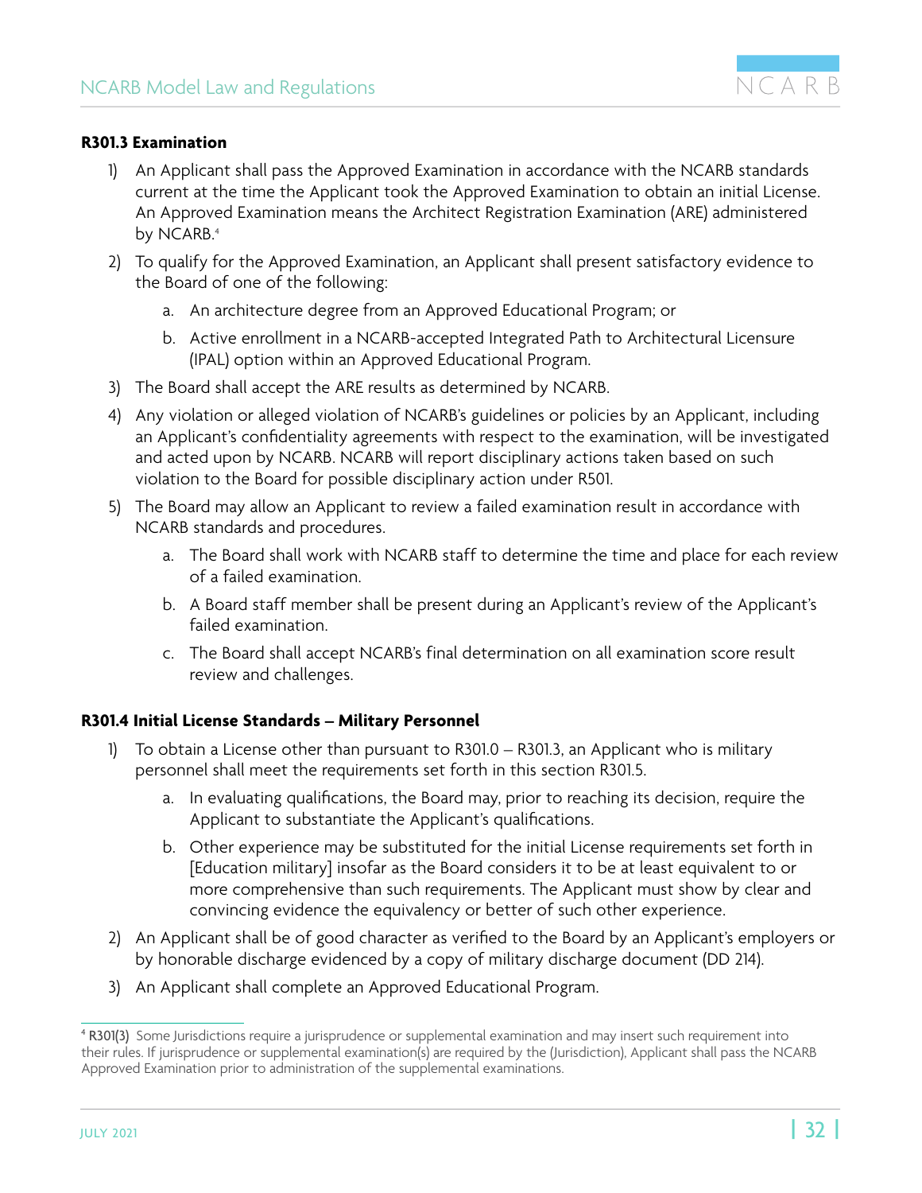**R301.3 Examination**

1) An Applicant shall pass the Approved Examination in accordance with the NCARB standards current at the time the Applicant took the Approved Examination to obtain an initial License. An Approved Examination means the Architect Registration Examination (ARE) administered by NCARB.[4]

2) To qualify for the Approved Examination, an Applicant shall present satisfactory evidence to the Board of one of the following:

   a. An architecture degree from an Approved Educational Program; or

   b. Active enrollment in a NCARB-accepted Integrated Path to Architectural Licensure (IPAL) option within an Approved Educational Program.

3) The Board shall accept the ARE results as determined by NCARB.

4) Any violation or alleged violation of NCARB's guidelines or policies by an Applicant, including an Applicant's confidentiality agreements with respect to the examination, will be investigated and acted upon by NCARB. NCARB will report disciplinary actions taken based on such violation to the Board for possible disciplinary action under R501.

5) The Board may allow an Applicant to review a failed examination result in accordance with NCARB standards and procedures.

   a. The Board shall work with NCARB staff to determine the time and place for each review of a failed examination.

   b. A Board staff member shall be present during an Applicant's review of the Applicant's failed examination.

   c. The Board shall accept NCARB's final determination on all examination score result review and challenges.

**R301.4 Initial License Standards – Military Personnel**

1) To obtain a License other than pursuant to R301.0 – R301.3, an Applicant who is military personnel shall meet the requirements set forth in this section R301.5.

   a. In evaluating qualifications, the Board may, prior to reaching its decision, require the Applicant to substantiate the Applicant's qualifications.

   b. Other experience may be substituted for the initial License requirements set forth in [Education military] insofar as the Board considers it to be at least equivalent to or more comprehensive than such requirements. The Applicant must show by clear and convincing evidence the equivalency or better of such other experience.

2) An Applicant shall be of good character as verified to the Board by an Applicant's employers or by honorable discharge evidenced by a copy of military discharge document (DD 214).

3) An Applicant shall complete an Approved Educational Program.

---

[4] R301(3) Some Jurisdictions require a jurisprudence or supplemental examination and may insert such requirement into their rules. If jurisprudence or supplemental examination(s) are required by the (Jurisdiction), Applicant shall pass the NCARB Approved Examination prior to administration of the supplemental examinations.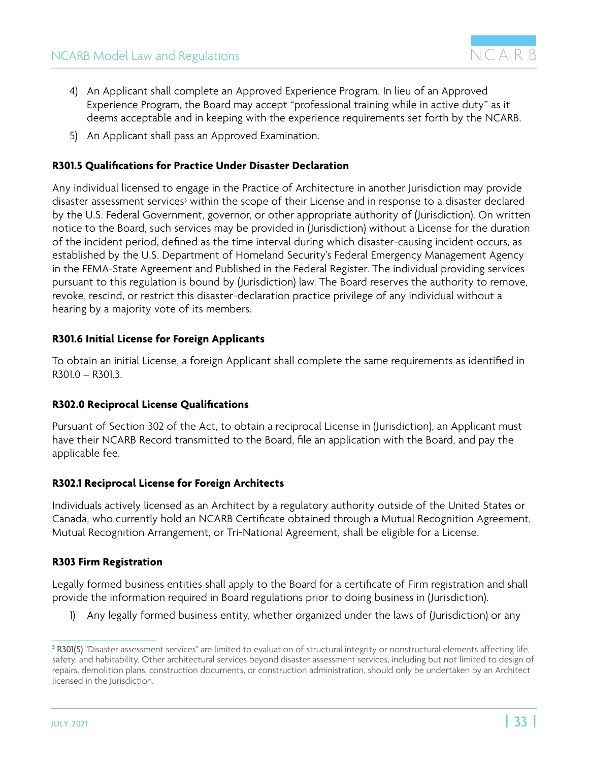4) An Applicant shall complete an Approved Experience Program. In lieu of an Approved Experience Program, the Board may accept "professional training while in active duty" as it deems acceptable and in keeping with the experience requirements set forth by the NCARB.

5) An Applicant shall pass an Approved Examination.

### R301.5 Qualifications for Practice Under Disaster Declaration

Any individual licensed to engage in the Practice of Architecture in another Jurisdiction may provide disaster assessment services[5] within the scope of their License and in response to a disaster declared by the U.S. Federal Government, governor, or other appropriate authority of (Jurisdiction). On written notice to the Board, such services may be provided in (Jurisdiction) without a License for the duration of the incident period, defined as the time interval during which disaster-causing incident occurs, as established by the U.S. Department of Homeland Security's Federal Emergency Management Agency in the FEMA-State Agreement and Published in the Federal Register. The individual providing services pursuant to this regulation is bound by (Jurisdiction) law. The Board reserves the authority to remove, revoke, rescind, or restrict this disaster-declaration practice privilege of any individual without a hearing by a majority vote of its members.

### R301.6 Initial License for Foreign Applicants

To obtain an initial License, a foreign Applicant shall complete the same requirements as identified in R301.0 – R301.3.

### R302.0 Reciprocal License Qualifications

Pursuant of Section 302 of the Act, to obtain a reciprocal License in (Jurisdiction), an Applicant must have their NCARB Record transmitted to the Board, file an application with the Board, and pay the applicable fee.

### R302.1 Reciprocal License for Foreign Architects

Individuals actively licensed as an Architect by a regulatory authority outside of the United States or Canada, who currently hold an NCARB Certificate obtained through a Mutual Recognition Agreement, Mutual Recognition Arrangement, or Tri-National Agreement, shall be eligible for a License.

### R303 Firm Registration

Legally formed business entities shall apply to the Board for a certificate of Firm registration and shall provide the information required in Board regulations prior to doing business in (Jurisdiction).

1) Any legally formed business entity, whether organized under the laws of (Jurisdiction) or any

---

[5] **R301(5)** "Disaster assessment services" are limited to evaluation of structural integrity or nonstructural elements affecting life, safety, and habitability. Other architectural services beyond disaster assessment services, including but not limited to design of repairs, demolition plans, construction documents, or construction administration, should only be undertaken by an Architect licensed in the Jurisdiction.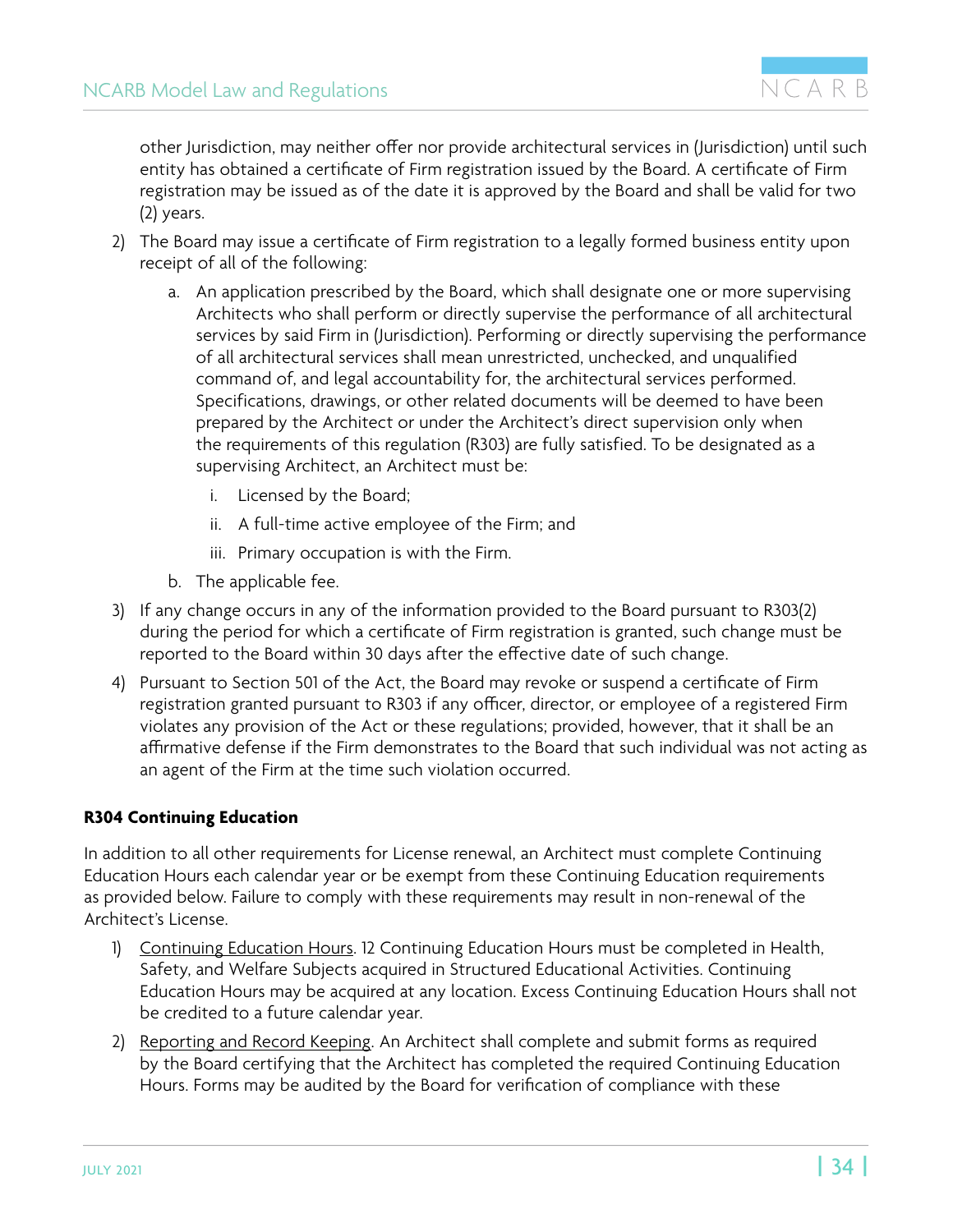other Jurisdiction, may neither offer nor provide architectural services in (Jurisdiction) until such entity has obtained a certificate of Firm registration issued by the Board. A certificate of Firm registration may be issued as of the date it is approved by the Board and shall be valid for two (2) years.

2) The Board may issue a certificate of Firm registration to a legally formed business entity upon receipt of all of the following:

   a. An application prescribed by the Board, which shall designate one or more supervising Architects who shall perform or directly supervise the performance of all architectural services by said Firm in (Jurisdiction). Performing or directly supervising the performance of all architectural services shall mean unrestricted, unchecked, and unqualified command of, and legal accountability for, the architectural services performed. Specifications, drawings, or other related documents will be deemed to have been prepared by the Architect or under the Architect's direct supervision only when the requirements of this regulation (R303) are fully satisfied. To be designated as a supervising Architect, an Architect must be:

      i. Licensed by the Board;

      ii. A full-time active employee of the Firm; and

      iii. Primary occupation is with the Firm.

   b. The applicable fee.

3) If any change occurs in any of the information provided to the Board pursuant to R303(2) during the period for which a certificate of Firm registration is granted, such change must be reported to the Board within 30 days after the effective date of such change.

4) Pursuant to Section 501 of the Act, the Board may revoke or suspend a certificate of Firm registration granted pursuant to R303 if any officer, director, or employee of a registered Firm violates any provision of the Act or these regulations; provided, however, that it shall be an affirmative defense if the Firm demonstrates to the Board that such individual was not acting as an agent of the Firm at the time such violation occurred.

**R304 Continuing Education**

In addition to all other requirements for License renewal, an Architect must complete Continuing Education Hours each calendar year or be exempt from these Continuing Education requirements as provided below. Failure to comply with these requirements may result in non-renewal of the Architect's License.

1) Continuing Education Hours. 12 Continuing Education Hours must be completed in Health, Safety, and Welfare Subjects acquired in Structured Educational Activities. Continuing Education Hours may be acquired at any location. Excess Continuing Education Hours shall not be credited to a future calendar year.

2) Reporting and Record Keeping. An Architect shall complete and submit forms as required by the Board certifying that the Architect has completed the required Continuing Education Hours. Forms may be audited by the Board for verification of compliance with these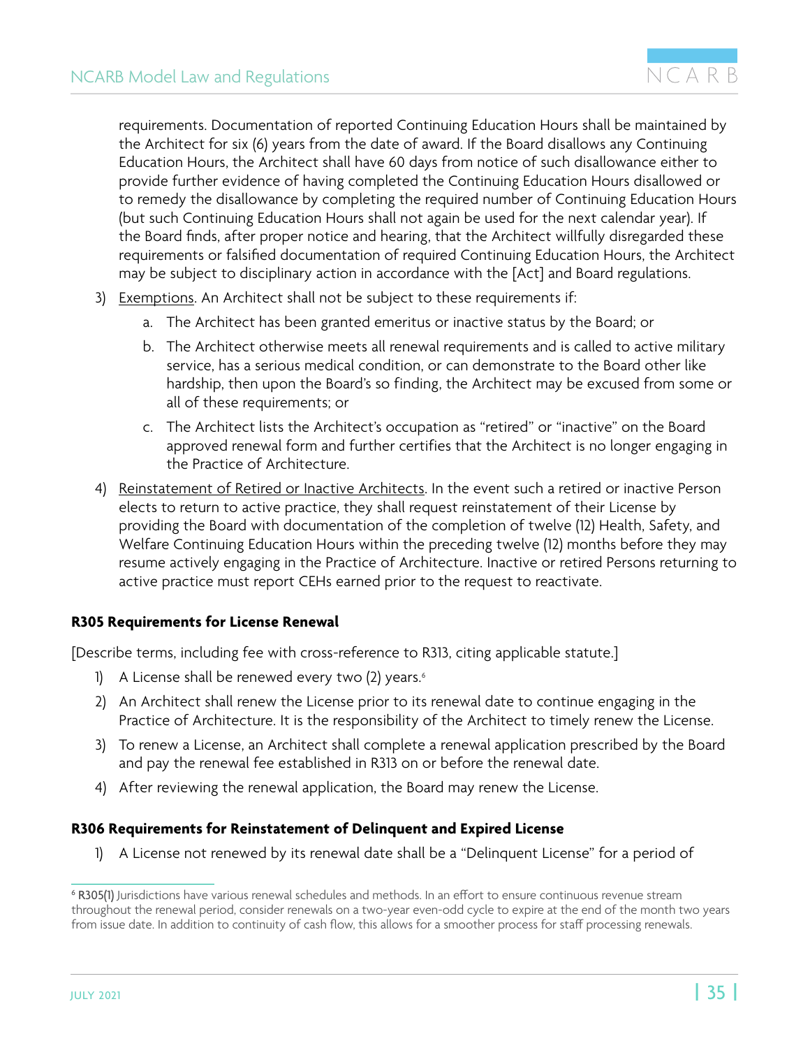requirements. Documentation of reported Continuing Education Hours shall be maintained by the Architect for six (6) years from the date of award. If the Board disallows any Continuing Education Hours, the Architect shall have 60 days from notice of such disallowance either to provide further evidence of having completed the Continuing Education Hours disallowed or to remedy the disallowance by completing the required number of Continuing Education Hours (but such Continuing Education Hours shall not again be used for the next calendar year). If the Board finds, after proper notice and hearing, that the Architect willfully disregarded these requirements or falsified documentation of required Continuing Education Hours, the Architect may be subject to disciplinary action in accordance with the [Act] and Board regulations.

3) Exemptions. An Architect shall not be subject to these requirements if:
   a. The Architect has been granted emeritus or inactive status by the Board; or
   b. The Architect otherwise meets all renewal requirements and is called to active military service, has a serious medical condition, or can demonstrate to the Board other like hardship, then upon the Board's so finding, the Architect may be excused from some or all of these requirements; or
   c. The Architect lists the Architect's occupation as "retired" or "inactive" on the Board approved renewal form and further certifies that the Architect is no longer engaging in the Practice of Architecture.

4) Reinstatement of Retired or Inactive Architects. In the event such a retired or inactive Person elects to return to active practice, they shall request reinstatement of their License by providing the Board with documentation of the completion of twelve (12) Health, Safety, and Welfare Continuing Education Hours within the preceding twelve (12) months before they may resume actively engaging in the Practice of Architecture. Inactive or retired Persons returning to active practice must report CEHs earned prior to the request to reactivate.

**R305 Requirements for License Renewal**

[Describe terms, including fee with cross-reference to R313, citing applicable statute.]

1) A License shall be renewed every two (2) years.[6]
2) An Architect shall renew the License prior to its renewal date to continue engaging in the Practice of Architecture. It is the responsibility of the Architect to timely renew the License.
3) To renew a License, an Architect shall complete a renewal application prescribed by the Board and pay the renewal fee established in R313 on or before the renewal date.
4) After reviewing the renewal application, the Board may renew the License.

**R306 Requirements for Reinstatement of Delinquent and Expired License**

1) A License not renewed by its renewal date shall be a "Delinquent License" for a period of

[6] **R305(1)** Jurisdictions have various renewal schedules and methods. In an effort to ensure continuous revenue stream throughout the renewal period, consider renewals on a two-year even-odd cycle to expire at the end of the month two years from issue date. In addition to continuity of cash flow, this allows for a smoother process for staff processing renewals.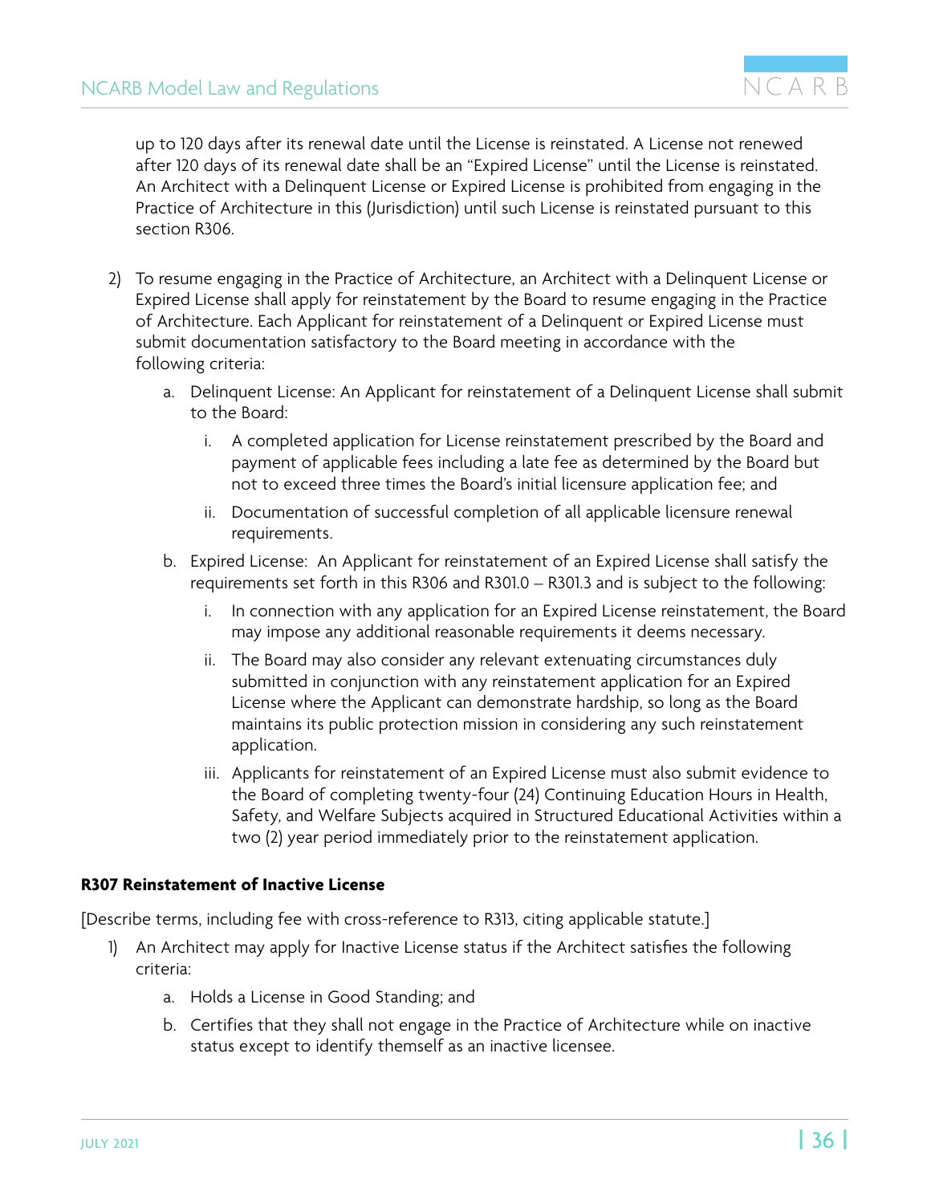up to 120 days after its renewal date until the License is reinstated. A License not renewed after 120 days of its renewal date shall be an "Expired License" until the License is reinstated. An Architect with a Delinquent License or Expired License is prohibited from engaging in the Practice of Architecture in this (Jurisdiction) until such License is reinstated pursuant to this section R306.

2) To resume engaging in the Practice of Architecture, an Architect with a Delinquent License or Expired License shall apply for reinstatement by the Board to resume engaging in the Practice of Architecture. Each Applicant for reinstatement of a Delinquent or Expired License must submit documentation satisfactory to the Board meeting in accordance with the following criteria:

   a. Delinquent License: An Applicant for reinstatement of a Delinquent License shall submit to the Board:

      i. A completed application for License reinstatement prescribed by the Board and payment of applicable fees including a late fee as determined by the Board but not to exceed three times the Board's initial licensure application fee; and

      ii. Documentation of successful completion of all applicable licensure renewal requirements.

   b. Expired License: An Applicant for reinstatement of an Expired License shall satisfy the requirements set forth in this R306 and R301.0 – R301.3 and is subject to the following:

      i. In connection with any application for an Expired License reinstatement, the Board may impose any additional reasonable requirements it deems necessary.

      ii. The Board may also consider any relevant extenuating circumstances duly submitted in conjunction with any reinstatement application for an Expired License where the Applicant can demonstrate hardship, so long as the Board maintains its public protection mission in considering any such reinstatement application.

      iii. Applicants for reinstatement of an Expired License must also submit evidence to the Board of completing twenty-four (24) Continuing Education Hours in Health, Safety, and Welfare Subjects acquired in Structured Educational Activities within a two (2) year period immediately prior to the reinstatement application.

**R307 Reinstatement of Inactive License**

[Describe terms, including fee with cross-reference to R313, citing applicable statute.]

1) An Architect may apply for Inactive License status if the Architect satisfies the following criteria:

   a. Holds a License in Good Standing; and

   b. Certifies that they shall not engage in the Practice of Architecture while on inactive status except to identify themself as an inactive licensee.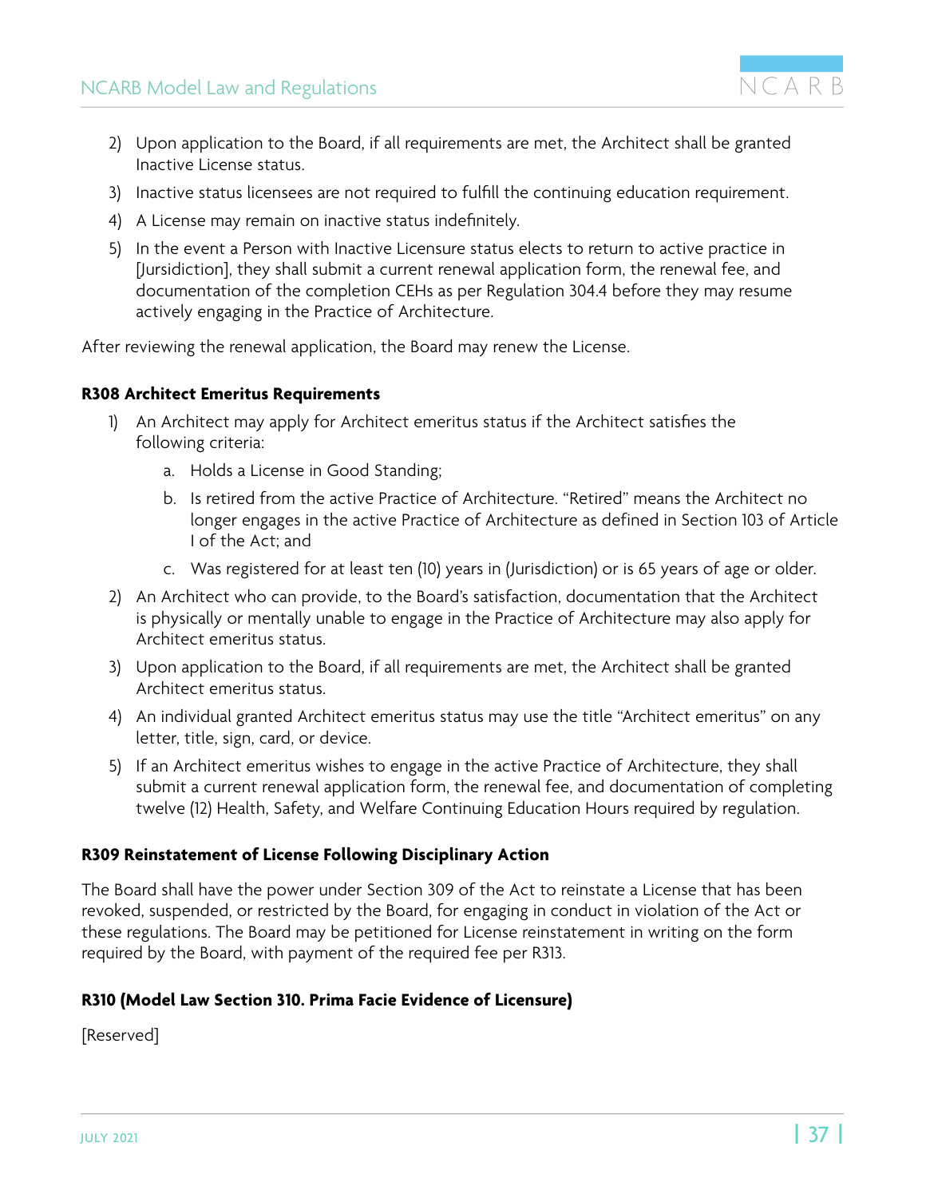2) Upon application to the Board, if all requirements are met, the Architect shall be granted Inactive License status.
3) Inactive status licensees are not required to fulfill the continuing education requirement.
4) A License may remain on inactive status indefinitely.
5) In the event a Person with Inactive Licensure status elects to return to active practice in [Jursidiction], they shall submit a current renewal application form, the renewal fee, and documentation of the completion CEHs as per Regulation 304.4 before they may resume actively engaging in the Practice of Architecture.

After reviewing the renewal application, the Board may renew the License.

**R308 Architect Emeritus Requirements**

1) An Architect may apply for Architect emeritus status if the Architect satisfies the following criteria:
    a. Holds a License in Good Standing;
    b. Is retired from the active Practice of Architecture. "Retired" means the Architect no longer engages in the active Practice of Architecture as defined in Section 103 of Article I of the Act; and
    c. Was registered for at least ten (10) years in (Jurisdiction) or is 65 years of age or older.
2) An Architect who can provide, to the Board's satisfaction, documentation that the Architect is physically or mentally unable to engage in the Practice of Architecture may also apply for Architect emeritus status.
3) Upon application to the Board, if all requirements are met, the Architect shall be granted Architect emeritus status.
4) An individual granted Architect emeritus status may use the title "Architect emeritus" on any letter, title, sign, card, or device.
5) If an Architect emeritus wishes to engage in the active Practice of Architecture, they shall submit a current renewal application form, the renewal fee, and documentation of completing twelve (12) Health, Safety, and Welfare Continuing Education Hours required by regulation.

**R309 Reinstatement of License Following Disciplinary Action**

The Board shall have the power under Section 309 of the Act to reinstate a License that has been revoked, suspended, or restricted by the Board, for engaging in conduct in violation of the Act or these regulations. The Board may be petitioned for License reinstatement in writing on the form required by the Board, with payment of the required fee per R313.

**R310 (Model Law Section 310. Prima Facie Evidence of Licensure)**

[Reserved]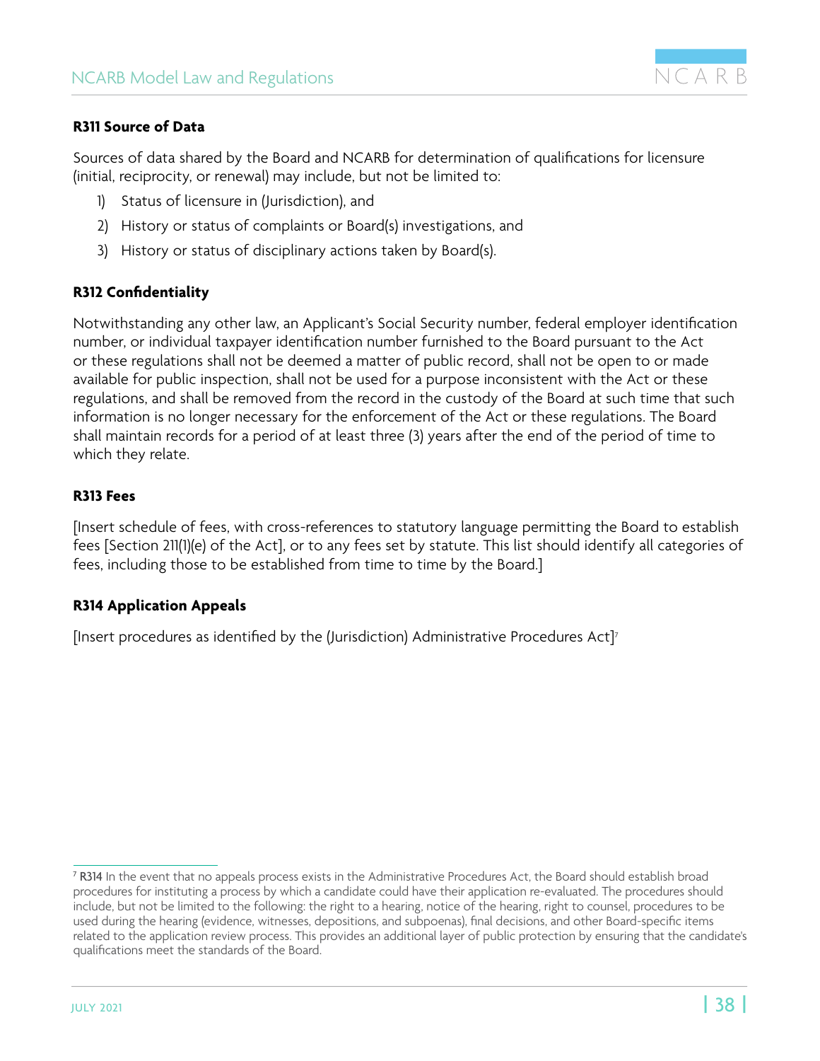### R311 Source of Data

Sources of data shared by the Board and NCARB for determination of qualifications for licensure (initial, reciprocity, or renewal) may include, but not be limited to:

1) Status of licensure in (Jurisdiction), and
2) History or status of complaints or Board(s) investigations, and
3) History or status of disciplinary actions taken by Board(s).

### R312 Confidentiality

Notwithstanding any other law, an Applicant's Social Security number, federal employer identification number, or individual taxpayer identification number furnished to the Board pursuant to the Act or these regulations shall not be deemed a matter of public record, shall not be open to or made available for public inspection, shall not be used for a purpose inconsistent with the Act or these regulations, and shall be removed from the record in the custody of the Board at such time that such information is no longer necessary for the enforcement of the Act or these regulations. The Board shall maintain records for a period of at least three (3) years after the end of the period of time to which they relate.

### R313 Fees

[Insert schedule of fees, with cross-references to statutory language permitting the Board to establish fees [Section 211(1)(e) of the Act], or to any fees set by statute. This list should identify all categories of fees, including those to be established from time to time by the Board.]

### R314 Application Appeals

[Insert procedures as identified by the (Jurisdiction) Administrative Procedures Act][7]

---

[7] R314 In the event that no appeals process exists in the Administrative Procedures Act, the Board should establish broad procedures for instituting a process by which a candidate could have their application re-evaluated. The procedures should include, but not be limited to the following: the right to a hearing, notice of the hearing, right to counsel, procedures to be used during the hearing (evidence, witnesses, depositions, and subpoenas), final decisions, and other Board-specific items related to the application review process. This provides an additional layer of public protection by ensuring that the candidate's qualifications meet the standards of the Board.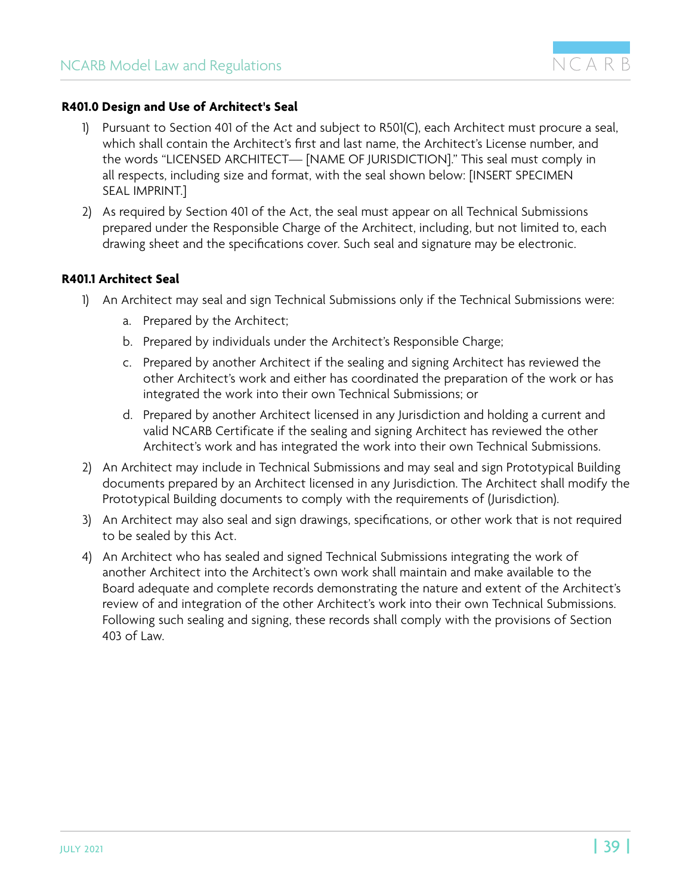### R401.0 Design and Use of Architect's Seal

1) Pursuant to Section 401 of the Act and subject to R501(C), each Architect must procure a seal, which shall contain the Architect's first and last name, the Architect's License number, and the words "LICENSED ARCHITECT— [NAME OF JURISDICTION]." This seal must comply in all respects, including size and format, with the seal shown below: [INSERT SPECIMEN SEAL IMPRINT.]

2) As required by Section 401 of the Act, the seal must appear on all Technical Submissions prepared under the Responsible Charge of the Architect, including, but not limited to, each drawing sheet and the specifications cover. Such seal and signature may be electronic.

### R401.1 Architect Seal

1) An Architect may seal and sign Technical Submissions only if the Technical Submissions were:

   a. Prepared by the Architect;

   b. Prepared by individuals under the Architect's Responsible Charge;

   c. Prepared by another Architect if the sealing and signing Architect has reviewed the other Architect's work and either has coordinated the preparation of the work or has integrated the work into their own Technical Submissions; or

   d. Prepared by another Architect licensed in any Jurisdiction and holding a current and valid NCARB Certificate if the sealing and signing Architect has reviewed the other Architect's work and has integrated the work into their own Technical Submissions.

2) An Architect may include in Technical Submissions and may seal and sign Prototypical Building documents prepared by an Architect licensed in any Jurisdiction. The Architect shall modify the Prototypical Building documents to comply with the requirements of (Jurisdiction).

3) An Architect may also seal and sign drawings, specifications, or other work that is not required to be sealed by this Act.

4) An Architect who has sealed and signed Technical Submissions integrating the work of another Architect into the Architect's own work shall maintain and make available to the Board adequate and complete records demonstrating the nature and extent of the Architect's review of and integration of the other Architect's work into their own Technical Submissions. Following such sealing and signing, these records shall comply with the provisions of Section 403 of Law.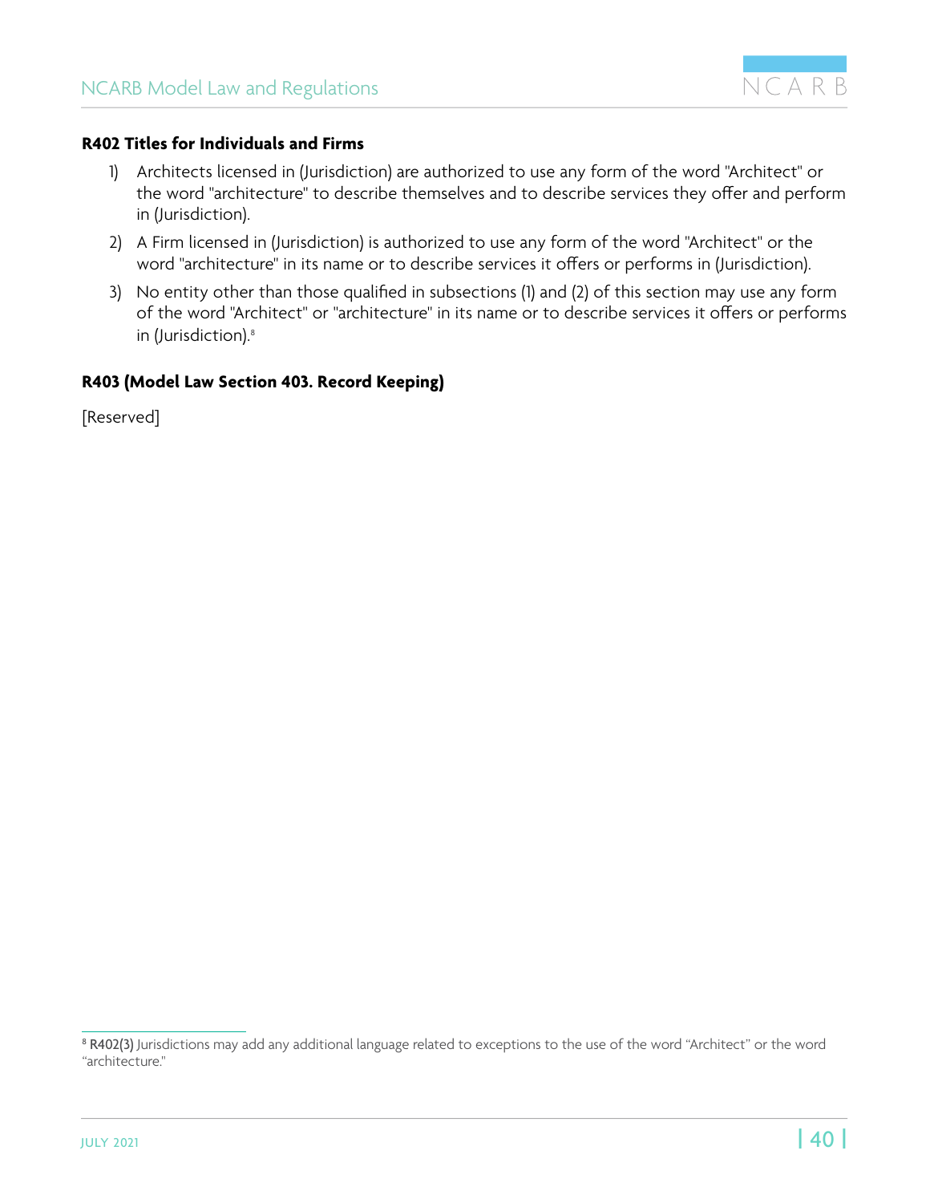**R402 Titles for Individuals and Firms**

1) Architects licensed in (Jurisdiction) are authorized to use any form of the word "Architect" or the word "architecture" to describe themselves and to describe services they offer and perform in (Jurisdiction).
2) A Firm licensed in (Jurisdiction) is authorized to use any form of the word "Architect" or the word "architecture" in its name or to describe services it offers or performs in (Jurisdiction).
3) No entity other than those qualified in subsections (1) and (2) of this section may use any form of the word "Architect" or "architecture" in its name or to describe services it offers or performs in (Jurisdiction).[8]

**R403 (Model Law Section 403. Record Keeping)**

[Reserved]

---

[8] **R402(3)** Jurisdictions may add any additional language related to exceptions to the use of the word "Architect" or the word "architecture."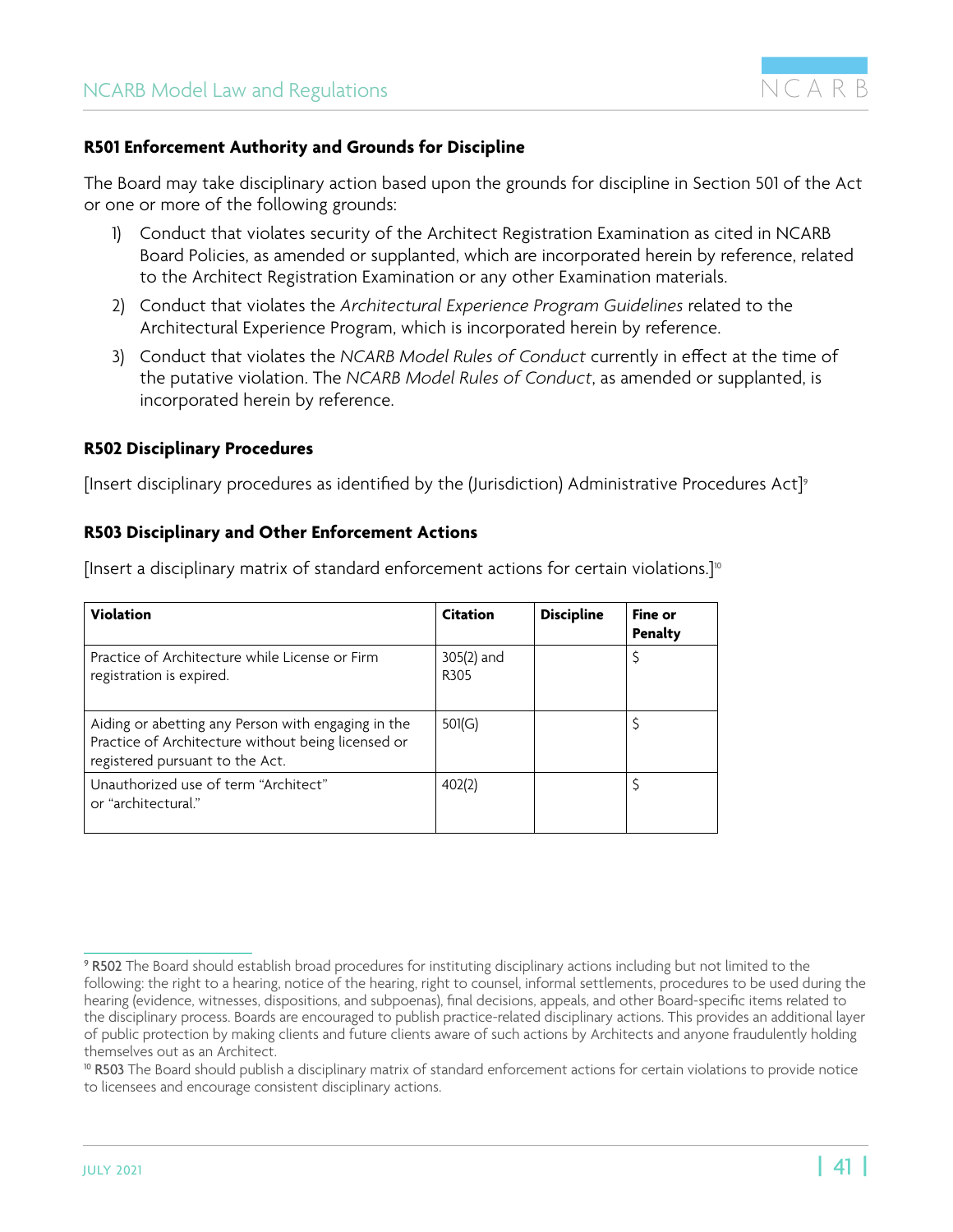### R501 Enforcement Authority and Grounds for Discipline

The Board may take disciplinary action based upon the grounds for discipline in Section 501 of the Act or one or more of the following grounds:

1) Conduct that violates security of the Architect Registration Examination as cited in NCARB Board Policies, as amended or supplanted, which are incorporated herein by reference, related to the Architect Registration Examination or any other Examination materials.
2) Conduct that violates the *Architectural Experience Program Guidelines* related to the Architectural Experience Program, which is incorporated herein by reference.
3) Conduct that violates the *NCARB Model Rules of Conduct* currently in effect at the time of the putative violation. The *NCARB Model Rules of Conduct*, as amended or supplanted, is incorporated herein by reference.

### R502 Disciplinary Procedures

[Insert disciplinary procedures as identified by the (Jurisdiction) Administrative Procedures Act][9]

### R503 Disciplinary and Other Enforcement Actions

[Insert a disciplinary matrix of standard enforcement actions for certain violations.][10]

| Violation | Citation | Discipline | Fine or Penalty |
|---|---|---|---|
| Practice of Architecture while License or Firm registration is expired. | 305(2) and R305 | | $ |
| Aiding or abetting any Person with engaging in the Practice of Architecture without being licensed or registered pursuant to the Act. | 501(G) | | $ |
| Unauthorized use of term "Architect" or "architectural." | 402(2) | | $ |

[9] **R502** The Board should establish broad procedures for instituting disciplinary actions including but not limited to the following: the right to a hearing, notice of the hearing, right to counsel, informal settlements, procedures to be used during the hearing (evidence, witnesses, dispositions, and subpoenas), final decisions, appeals, and other Board-specific items related to the disciplinary process. Boards are encouraged to publish practice-related disciplinary actions. This provides an additional layer of public protection by making clients and future clients aware of such actions by Architects and anyone fraudulently holding themselves out as an Architect.

[10] **R503** The Board should publish a disciplinary matrix of standard enforcement actions for certain violations to provide notice to licensees and encourage consistent disciplinary actions.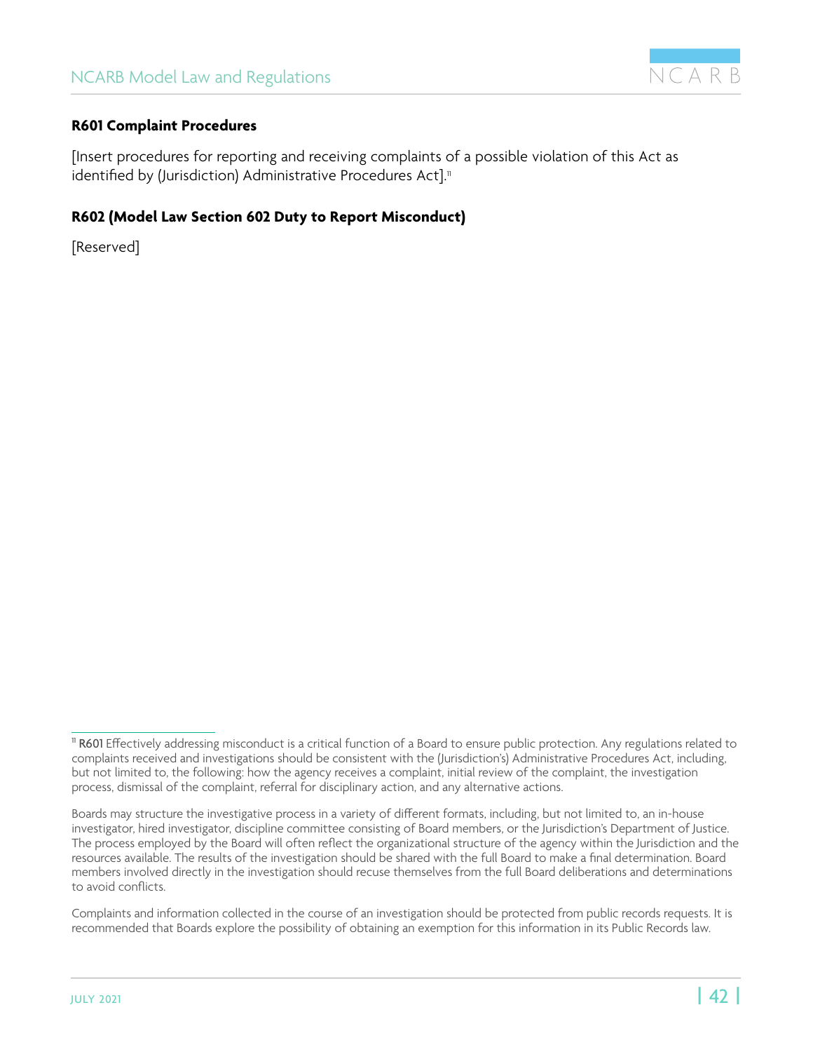**R601 Complaint Procedures**

[Insert procedures for reporting and receiving complaints of a possible violation of this Act as identified by (Jurisdiction) Administrative Procedures Act].[11]

**R602 (Model Law Section 602 Duty to Report Misconduct)**

[Reserved]

---

[11] **R601** Effectively addressing misconduct is a critical function of a Board to ensure public protection. Any regulations related to complaints received and investigations should be consistent with the (Jurisdiction's) Administrative Procedures Act, including, but not limited to, the following: how the agency receives a complaint, initial review of the complaint, the investigation process, dismissal of the complaint, referral for disciplinary action, and any alternative actions.

Boards may structure the investigative process in a variety of different formats, including, but not limited to, an in-house investigator, hired investigator, discipline committee consisting of Board members, or the Jurisdiction's Department of Justice. The process employed by the Board will often reflect the organizational structure of the agency within the Jurisdiction and the resources available. The results of the investigation should be shared with the full Board to make a final determination. Board members involved directly in the investigation should recuse themselves from the full Board deliberations and determinations to avoid conflicts.

Complaints and information collected in the course of an investigation should be protected from public records requests. It is recommended that Boards explore the possibility of obtaining an exemption for this information in its Public Records law.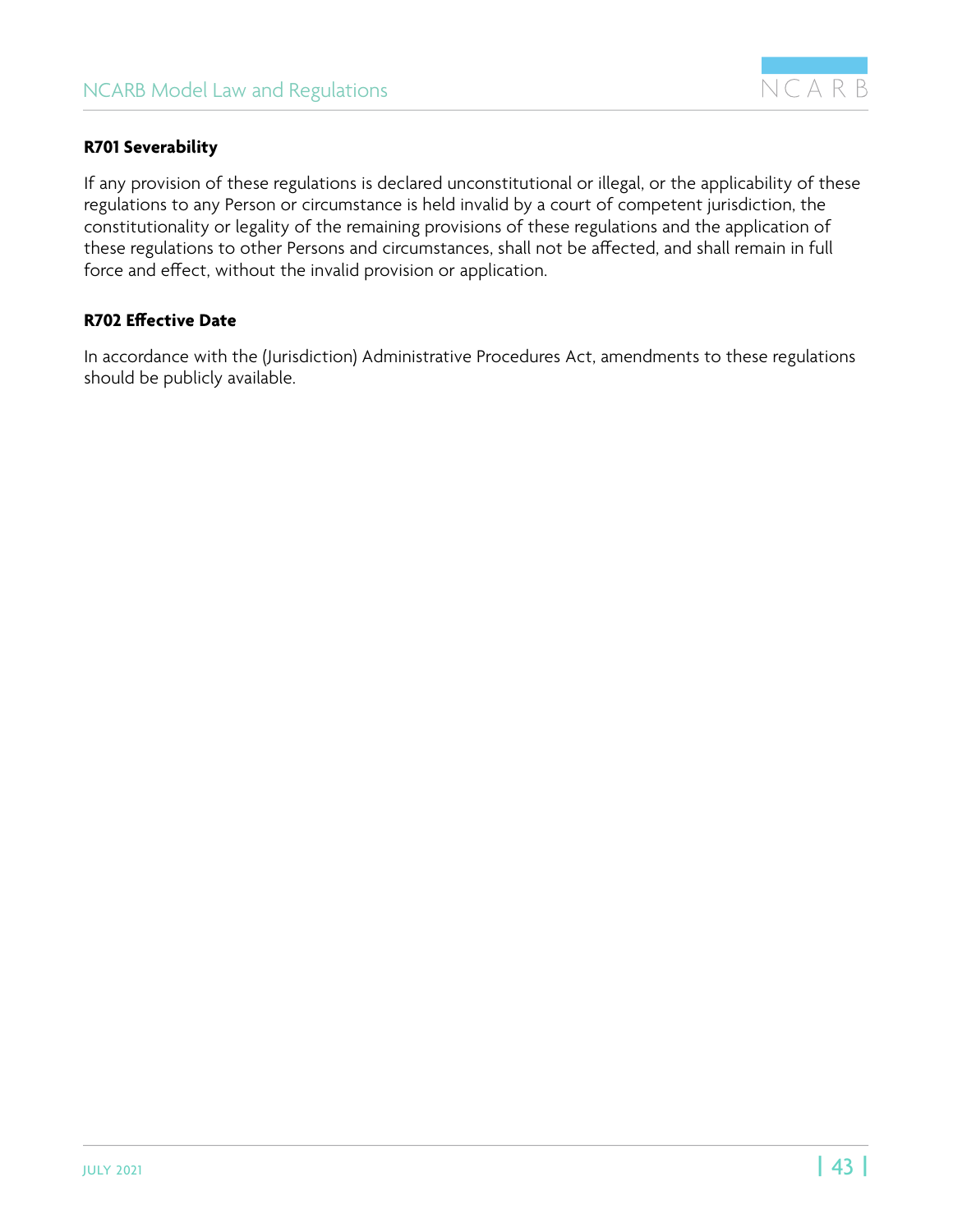**R701 Severability**

If any provision of these regulations is declared unconstitutional or illegal, or the applicability of these regulations to any Person or circumstance is held invalid by a court of competent jurisdiction, the constitutionality or legality of the remaining provisions of these regulations and the application of these regulations to other Persons and circumstances, shall not be affected, and shall remain in full force and effect, without the invalid provision or application.

**R702 Effective Date**

In accordance with the (Jurisdiction) Administrative Procedures Act, amendments to these regulations should be publicly available.